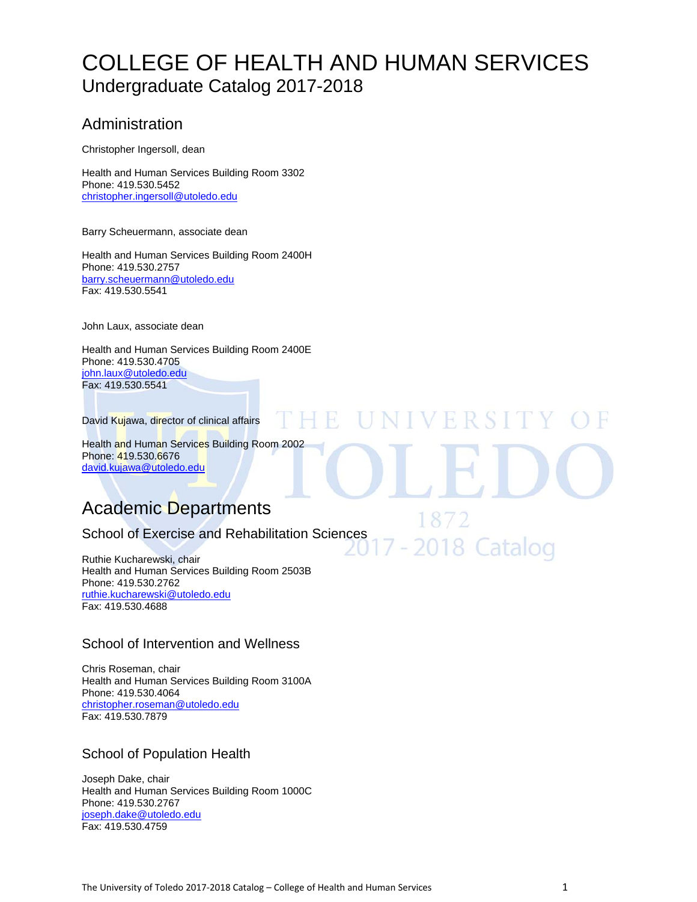# COLLEGE OF HEALTH AND HUMAN SERVICES

Undergraduate Catalog 2017-2018

## Administration

Christopher Ingersoll, dean

Health and Human Services Building Room 3302  
Phone: 419.530.5452  
christopher.ingersoll@utoledo.edu

Barry Scheuermann, associate dean

Health and Human Services Building Room 2400H  
Phone: 419.530.2757  
barry.scheuermann@utoledo.edu  
Fax: 419.530.5541

John Laux, associate dean

Health and Human Services Building Room 2400E  
Phone: 419.530.4705  
john.laux@utoledo.edu  
Fax: 419.530.5541

David Kujawa, director of clinical affairs

Health and Human Services Building Room 2002  
Phone: 419.530.6676  
david.kujawa@utoledo.edu

## Academic Departments

### School of Exercise and Rehabilitation Sciences

Ruthie Kucharewski, chair  
Health and Human Services Building Room 2503B  
Phone: 419.530.2762  
ruthie.kucharewski@utoledo.edu  
Fax: 419.530.4688

### School of Intervention and Wellness

Chris Roseman, chair  
Health and Human Services Building Room 3100A  
Phone: 419.530.4064  
christopher.roseman@utoledo.edu  
Fax: 419.530.7879

### School of Population Health

Joseph Dake, chair  
Health and Human Services Building Room 1000C  
Phone: 419.530.2767  
joseph.dake@utoledo.edu  
Fax: 419.530.4759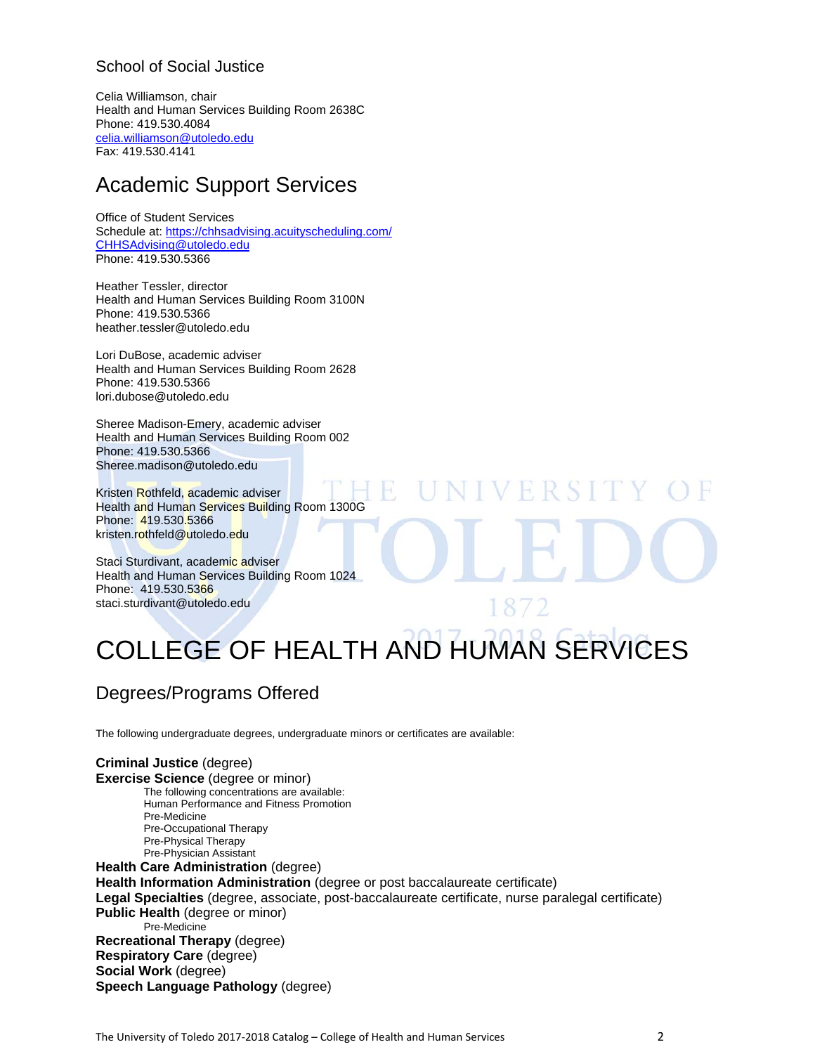### School of Social Justice

Celia Williamson, chair
Health and Human Services Building Room 2638C
Phone: 419.530.4084
celia.williamson@utoledo.edu
Fax: 419.530.4141

## Academic Support Services

Office of Student Services
Schedule at: https://chhsadvising.acuityscheduling.com/
CHHSAdvising@utoledo.edu
Phone: 419.530.5366

Heather Tessler, director
Health and Human Services Building Room 3100N
Phone: 419.530.5366
heather.tessler@utoledo.edu

Lori DuBose, academic adviser
Health and Human Services Building Room 2628
Phone: 419.530.5366
lori.dubose@utoledo.edu

Sheree Madison-Emery, academic adviser
Health and Human Services Building Room 002
Phone: 419.530.5366
Sheree.madison@utoledo.edu

Kristen Rothfeld, academic adviser
Health and Human Services Building Room 1300G
Phone: 419.530.5366
kristen.rothfeld@utoledo.edu

Staci Sturdivant, academic adviser
Health and Human Services Building Room 1024
Phone: 419.530.5366
staci.sturdivant@utoledo.edu

# COLLEGE OF HEALTH AND HUMAN SERVICES

## Degrees/Programs Offered

The following undergraduate degrees, undergraduate minors or certificates are available:

**Criminal Justice** (degree)
**Exercise Science** (degree or minor)

The following concentrations are available:
- Human Performance and Fitness Promotion
- Pre-Medicine
- Pre-Occupational Therapy
- Pre-Physical Therapy
- Pre-Physician Assistant

**Health Care Administration** (degree)
**Health Information Administration** (degree or post baccalaureate certificate)
**Legal Specialties** (degree, associate, post-baccalaureate certificate, nurse paralegal certificate)
**Public Health** (degree or minor)
- Pre-Medicine

**Recreational Therapy** (degree)
**Respiratory Care** (degree)
**Social Work** (degree)
**Speech Language Pathology** (degree)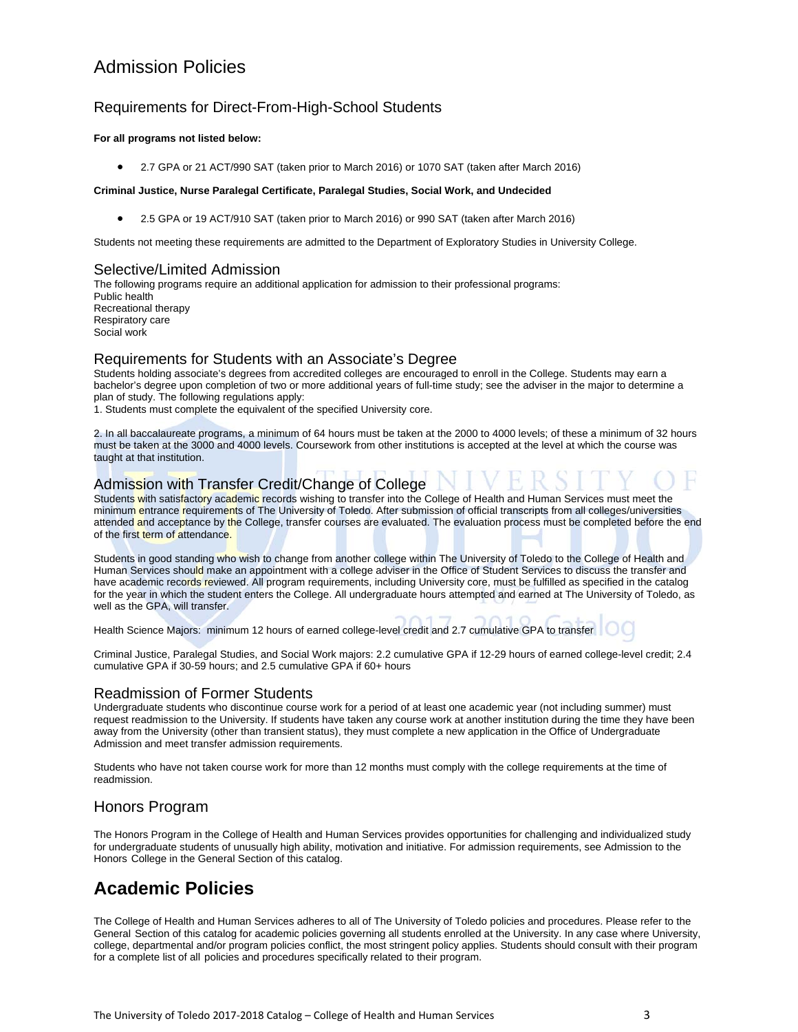# Admission Policies

## Requirements for Direct-From-High-School Students

**For all programs not listed below:**

- 2.7 GPA or 21 ACT/990 SAT (taken prior to March 2016) or 1070 SAT (taken after March 2016)

**Criminal Justice, Nurse Paralegal Certificate, Paralegal Studies, Social Work, and Undecided**

- 2.5 GPA or 19 ACT/910 SAT (taken prior to March 2016) or 990 SAT (taken after March 2016)

Students not meeting these requirements are admitted to the Department of Exploratory Studies in University College.

## Selective/Limited Admission

The following programs require an additional application for admission to their professional programs:
Public health
Recreational therapy
Respiratory care
Social work

## Requirements for Students with an Associate's Degree

Students holding associate's degrees from accredited colleges are encouraged to enroll in the College. Students may earn a bachelor's degree upon completion of two or more additional years of full-time study; see the adviser in the major to determine a plan of study. The following regulations apply:
1. Students must complete the equivalent of the specified University core.

2. In all baccalaureate programs, a minimum of 64 hours must be taken at the 2000 to 4000 levels; of these a minimum of 32 hours must be taken at the 3000 and 4000 levels. Coursework from other institutions is accepted at the level at which the course was taught at that institution.

## Admission with Transfer Credit/Change of College

Students with satisfactory academic records wishing to transfer into the College of Health and Human Services must meet the minimum entrance requirements of The University of Toledo. After submission of official transcripts from all colleges/universities attended and acceptance by the College, transfer courses are evaluated. The evaluation process must be completed before the end of the first term of attendance.

Students in good standing who wish to change from another college within The University of Toledo to the College of Health and Human Services should make an appointment with a college adviser in the Office of Student Services to discuss the transfer and have academic records reviewed. All program requirements, including University core, must be fulfilled as specified in the catalog for the year in which the student enters the College. All undergraduate hours attempted and earned at The University of Toledo, as well as the GPA, will transfer.

Health Science Majors: minimum 12 hours of earned college-level credit and 2.7 cumulative GPA to transfer

Criminal Justice, Paralegal Studies, and Social Work majors: 2.2 cumulative GPA if 12-29 hours of earned college-level credit; 2.4 cumulative GPA if 30-59 hours; and 2.5 cumulative GPA if 60+ hours

## Readmission of Former Students

Undergraduate students who discontinue course work for a period of at least one academic year (not including summer) must request readmission to the University. If students have taken any course work at another institution during the time they have been away from the University (other than transient status), they must complete a new application in the Office of Undergraduate Admission and meet transfer admission requirements.

Students who have not taken course work for more than 12 months must comply with the college requirements at the time of readmission.

## Honors Program

The Honors Program in the College of Health and Human Services provides opportunities for challenging and individualized study for undergraduate students of unusually high ability, motivation and initiative. For admission requirements, see Admission to the Honors College in the General Section of this catalog.

# Academic Policies

The College of Health and Human Services adheres to all of The University of Toledo policies and procedures. Please refer to the General Section of this catalog for academic policies governing all students enrolled at the University. In any case where University, college, departmental and/or program policies conflict, the most stringent policy applies. Students should consult with their program for a complete list of all policies and procedures specifically related to their program.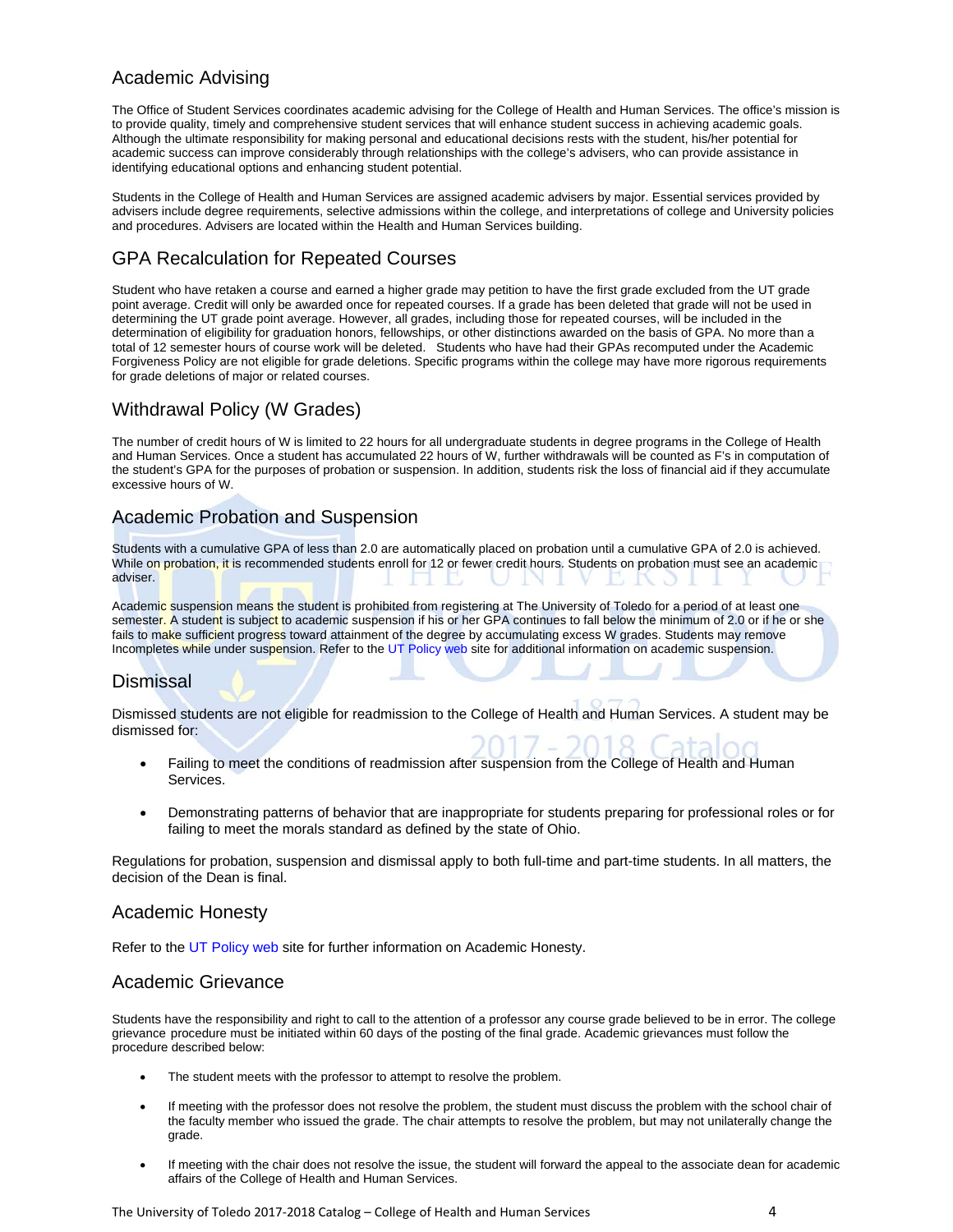## Academic Advising

The Office of Student Services coordinates academic advising for the College of Health and Human Services. The office's mission is to provide quality, timely and comprehensive student services that will enhance student success in achieving academic goals. Although the ultimate responsibility for making personal and educational decisions rests with the student, his/her potential for academic success can improve considerably through relationships with the college's advisers, who can provide assistance in identifying educational options and enhancing student potential.

Students in the College of Health and Human Services are assigned academic advisers by major. Essential services provided by advisers include degree requirements, selective admissions within the college, and interpretations of college and University policies and procedures. Advisers are located within the Health and Human Services building.

## GPA Recalculation for Repeated Courses

Student who have retaken a course and earned a higher grade may petition to have the first grade excluded from the UT grade point average. Credit will only be awarded once for repeated courses. If a grade has been deleted that grade will not be used in determining the UT grade point average. However, all grades, including those for repeated courses, will be included in the determination of eligibility for graduation honors, fellowships, or other distinctions awarded on the basis of GPA. No more than a total of 12 semester hours of course work will be deleted. Students who have had their GPAs recomputed under the Academic Forgiveness Policy are not eligible for grade deletions. Specific programs within the college may have more rigorous requirements for grade deletions of major or related courses.

## Withdrawal Policy (W Grades)

The number of credit hours of W is limited to 22 hours for all undergraduate students in degree programs in the College of Health and Human Services. Once a student has accumulated 22 hours of W, further withdrawals will be counted as F's in computation of the student's GPA for the purposes of probation or suspension. In addition, students risk the loss of financial aid if they accumulate excessive hours of W.

## Academic Probation and Suspension

Students with a cumulative GPA of less than 2.0 are automatically placed on probation until a cumulative GPA of 2.0 is achieved. While on probation, it is recommended students enroll for 12 or fewer credit hours. Students on probation must see an academic adviser.

Academic suspension means the student is prohibited from registering at The University of Toledo for a period of at least one semester. A student is subject to academic suspension if his or her GPA continues to fall below the minimum of 2.0 or if he or she fails to make sufficient progress toward attainment of the degree by accumulating excess W grades. Students may remove Incompletes while under suspension. Refer to the UT Policy web site for additional information on academic suspension.

## Dismissal

Dismissed students are not eligible for readmission to the College of Health and Human Services. A student may be dismissed for:

- Failing to meet the conditions of readmission after suspension from the College of Health and Human Services.
- Demonstrating patterns of behavior that are inappropriate for students preparing for professional roles or for failing to meet the morals standard as defined by the state of Ohio.

Regulations for probation, suspension and dismissal apply to both full-time and part-time students. In all matters, the decision of the Dean is final.

## Academic Honesty

Refer to the UT Policy web site for further information on Academic Honesty.

## Academic Grievance

Students have the responsibility and right to call to the attention of a professor any course grade believed to be in error. The college grievance procedure must be initiated within 60 days of the posting of the final grade. Academic grievances must follow the procedure described below:

- The student meets with the professor to attempt to resolve the problem.
- If meeting with the professor does not resolve the problem, the student must discuss the problem with the school chair of the faculty member who issued the grade. The chair attempts to resolve the problem, but may not unilaterally change the grade.
- If meeting with the chair does not resolve the issue, the student will forward the appeal to the associate dean for academic affairs of the College of Health and Human Services.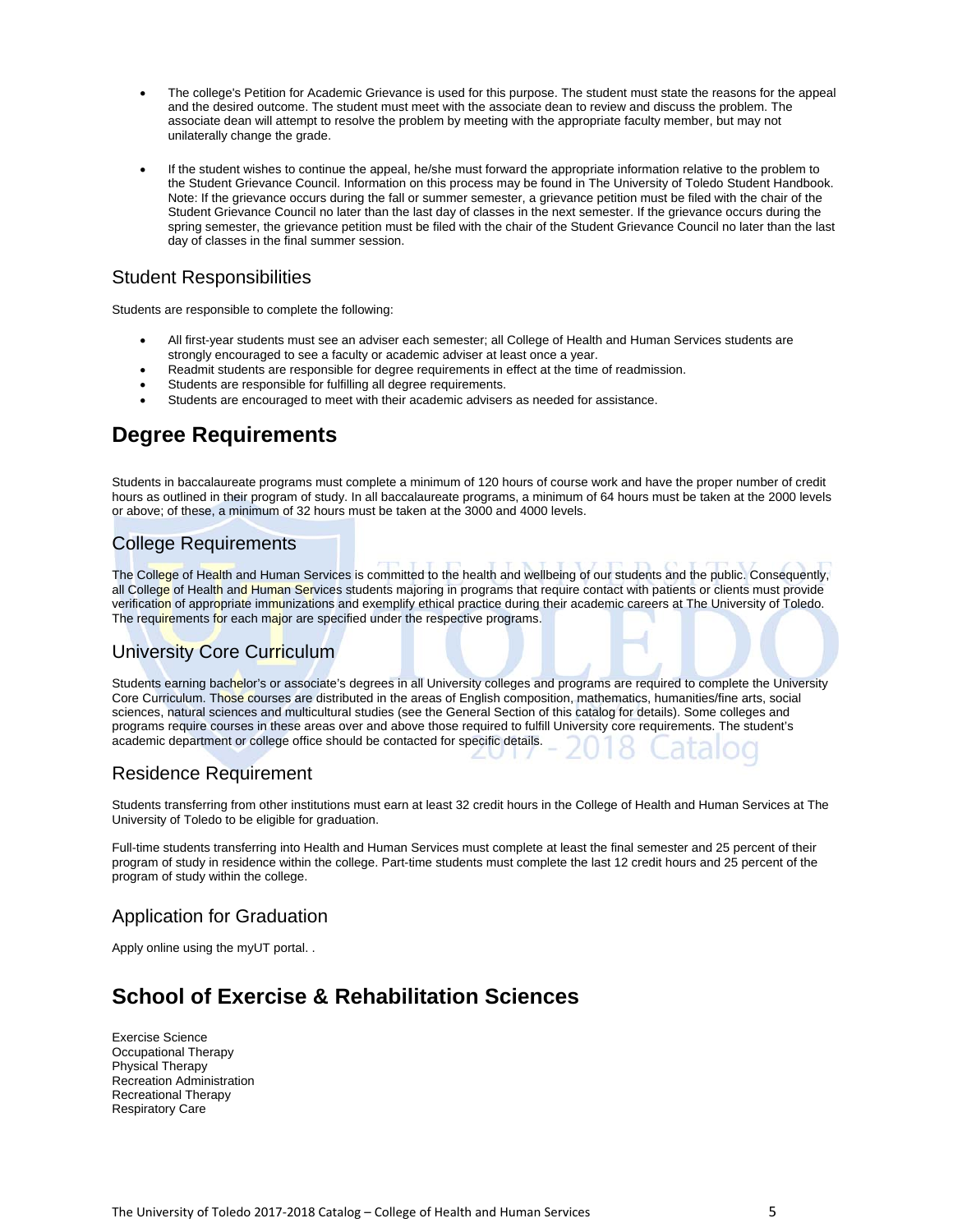- The college's Petition for Academic Grievance is used for this purpose. The student must state the reasons for the appeal and the desired outcome. The student must meet with the associate dean to review and discuss the problem. The associate dean will attempt to resolve the problem by meeting with the appropriate faculty member, but may not unilaterally change the grade.

- If the student wishes to continue the appeal, he/she must forward the appropriate information relative to the problem to the Student Grievance Council. Information on this process may be found in The University of Toledo Student Handbook. Note: If the grievance occurs during the fall or summer semester, a grievance petition must be filed with the chair of the Student Grievance Council no later than the last day of classes in the next semester. If the grievance occurs during the spring semester, the grievance petition must be filed with the chair of the Student Grievance Council no later than the last day of classes in the final summer session.

### Student Responsibilities

Students are responsible to complete the following:

- All first-year students must see an adviser each semester; all College of Health and Human Services students are strongly encouraged to see a faculty or academic adviser at least once a year.
- Readmit students are responsible for degree requirements in effect at the time of readmission.
- Students are responsible for fulfilling all degree requirements.
- Students are encouraged to meet with their academic advisers as needed for assistance.

## Degree Requirements

Students in baccalaureate programs must complete a minimum of 120 hours of course work and have the proper number of credit hours as outlined in their program of study. In all baccalaureate programs, a minimum of 64 hours must be taken at the 2000 levels or above; of these, a minimum of 32 hours must be taken at the 3000 and 4000 levels.

### College Requirements

The College of Health and Human Services is committed to the health and wellbeing of our students and the public. Consequently, all College of Health and Human Services students majoring in programs that require contact with patients or clients must provide verification of appropriate immunizations and exemplify ethical practice during their academic careers at The University of Toledo. The requirements for each major are specified under the respective programs.

### University Core Curriculum

Students earning bachelor's or associate's degrees in all University colleges and programs are required to complete the University Core Curriculum. Those courses are distributed in the areas of English composition, mathematics, humanities/fine arts, social sciences, natural sciences and multicultural studies (see the General Section of this catalog for details). Some colleges and programs require courses in these areas over and above those required to fulfill University core requirements. The student's academic department or college office should be contacted for specific details.

### Residence Requirement

Students transferring from other institutions must earn at least 32 credit hours in the College of Health and Human Services at The University of Toledo to be eligible for graduation.

Full-time students transferring into Health and Human Services must complete at least the final semester and 25 percent of their program of study in residence within the college. Part-time students must complete the last 12 credit hours and 25 percent of the program of study within the college.

### Application for Graduation

Apply online using the myUT portal. .

## School of Exercise & Rehabilitation Sciences

Exercise Science
Occupational Therapy
Physical Therapy
Recreation Administration
Recreational Therapy
Respiratory Care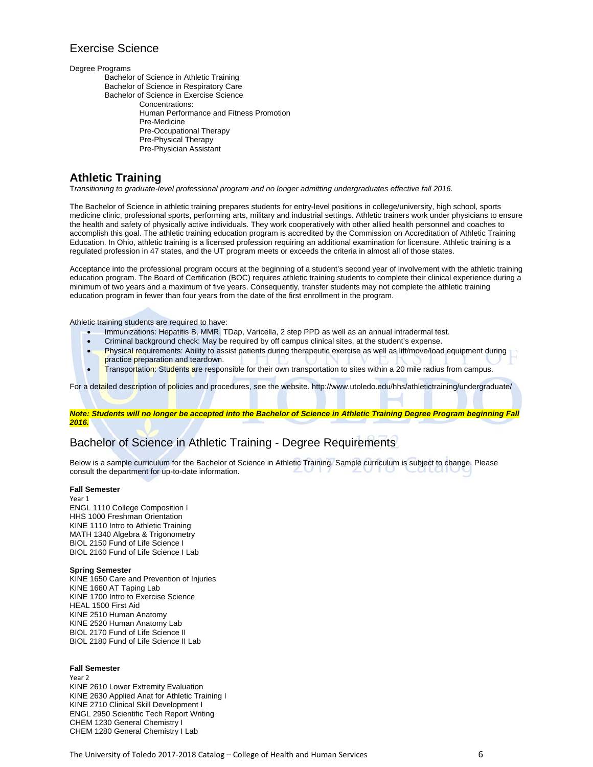## Exercise Science

Degree Programs

- Bachelor of Science in Athletic Training
- Bachelor of Science in Respiratory Care
- Bachelor of Science in Exercise Science
  - Concentrations:
  - Human Performance and Fitness Promotion
  - Pre-Medicine
  - Pre-Occupational Therapy
  - Pre-Physical Therapy
  - Pre-Physician Assistant

## Athletic Training

*Transitioning to graduate-level professional program and no longer admitting undergraduates effective fall 2016.*

The Bachelor of Science in athletic training prepares students for entry-level positions in college/university, high school, sports medicine clinic, professional sports, performing arts, military and industrial settings. Athletic trainers work under physicians to ensure the health and safety of physically active individuals. They work cooperatively with other allied health personnel and coaches to accomplish this goal. The athletic training education program is accredited by the Commission on Accreditation of Athletic Training Education. In Ohio, athletic training is a licensed profession requiring an additional examination for licensure. Athletic training is a regulated profession in 47 states, and the UT program meets or exceeds the criteria in almost all of those states.

Acceptance into the professional program occurs at the beginning of a student's second year of involvement with the athletic training education program. The Board of Certification (BOC) requires athletic training students to complete their clinical experience during a minimum of two years and a maximum of five years. Consequently, transfer students may not complete the athletic training education program in fewer than four years from the date of the first enrollment in the program.

Athletic training students are required to have:

- Immunizations: Hepatitis B, MMR, TDap, Varicella, 2 step PPD as well as an annual intradermal test.
- Criminal background check: May be required by off campus clinical sites, at the student's expense.
- Physical requirements: Ability to assist patients during therapeutic exercise as well as lift/move/load equipment during practice preparation and teardown.
- Transportation: Students are responsible for their own transportation to sites within a 20 mile radius from campus.

For a detailed description of policies and procedures, see the website. http://www.utoledo.edu/hhs/athletictraining/undergraduate/

***Note: Students will no longer be accepted into the Bachelor of Science in Athletic Training Degree Program beginning Fall 2016.***

## Bachelor of Science in Athletic Training - Degree Requirements

Below is a sample curriculum for the Bachelor of Science in Athletic Training. Sample curriculum is subject to change. Please consult the department for up-to-date information.

**Fall Semester**

Year 1

ENGL 1110 College Composition I
HHS 1000 Freshman Orientation
KINE 1110 Intro to Athletic Training
MATH 1340 Algebra & Trigonometry
BIOL 2150 Fund of Life Science I
BIOL 2160 Fund of Life Science I Lab

**Spring Semester**

KINE 1650 Care and Prevention of Injuries
KINE 1660 AT Taping Lab
KINE 1700 Intro to Exercise Science
HEAL 1500 First Aid
KINE 2510 Human Anatomy
KINE 2520 Human Anatomy Lab
BIOL 2170 Fund of Life Science II
BIOL 2180 Fund of Life Science II Lab

**Fall Semester**

Year 2

KINE 2610 Lower Extremity Evaluation
KINE 2630 Applied Anat for Athletic Training I
KINE 2710 Clinical Skill Development I
ENGL 2950 Scientific Tech Report Writing
CHEM 1230 General Chemistry I
CHEM 1280 General Chemistry I Lab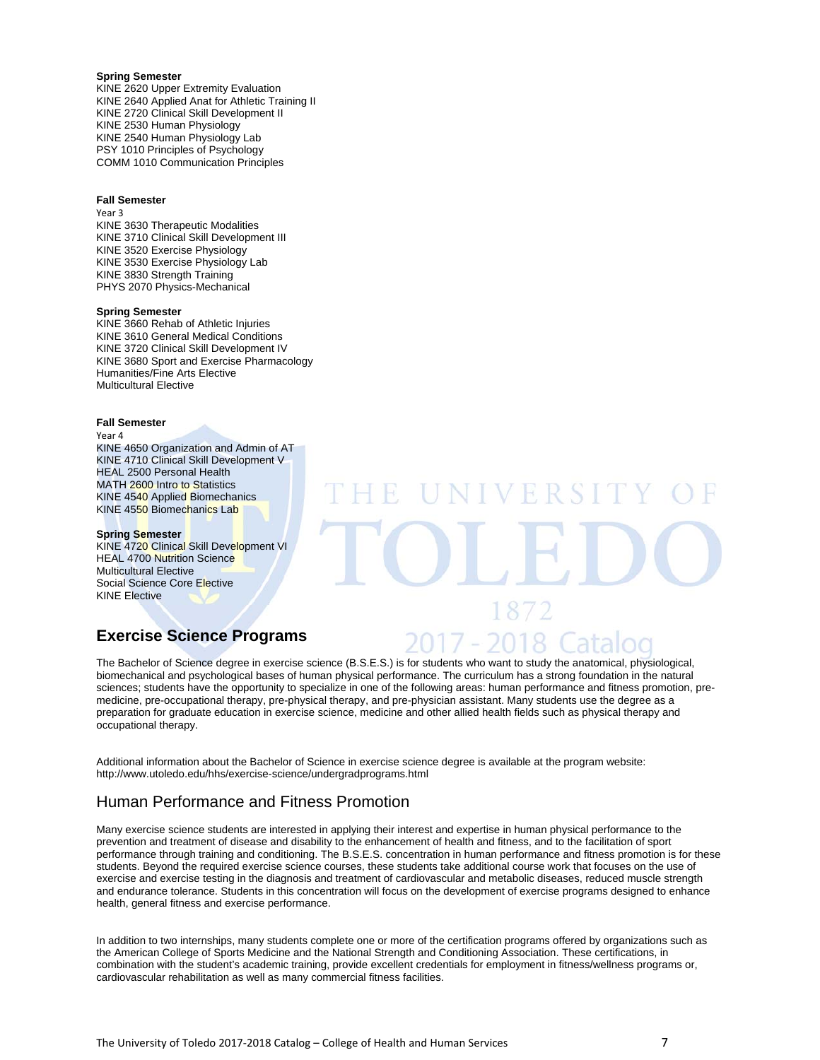**Spring Semester**
KINE 2620 Upper Extremity Evaluation
KINE 2640 Applied Anat for Athletic Training II
KINE 2720 Clinical Skill Development II
KINE 2530 Human Physiology
KINE 2540 Human Physiology Lab
PSY 1010 Principles of Psychology
COMM 1010 Communication Principles

**Fall Semester**
Year 3
KINE 3630 Therapeutic Modalities
KINE 3710 Clinical Skill Development III
KINE 3520 Exercise Physiology
KINE 3530 Exercise Physiology Lab
KINE 3830 Strength Training
PHYS 2070 Physics-Mechanical

**Spring Semester**
KINE 3660 Rehab of Athletic Injuries
KINE 3610 General Medical Conditions
KINE 3720 Clinical Skill Development IV
KINE 3680 Sport and Exercise Pharmacology
Humanities/Fine Arts Elective
Multicultural Elective

**Fall Semester**
Year 4
KINE 4650 Organization and Admin of AT
KINE 4710 Clinical Skill Development V
HEAL 2500 Personal Health
MATH 2600 Intro to Statistics
KINE 4540 Applied Biomechanics
KINE 4550 Biomechanics Lab

**Spring Semester**
KINE 4720 Clinical Skill Development VI
HEAL 4700 Nutrition Science
Multicultural Elective
Social Science Core Elective
KINE Elective

## Exercise Science Programs

The Bachelor of Science degree in exercise science (B.S.E.S.) is for students who want to study the anatomical, physiological, biomechanical and psychological bases of human physical performance. The curriculum has a strong foundation in the natural sciences; students have the opportunity to specialize in one of the following areas: human performance and fitness promotion, pre-medicine, pre-occupational therapy, pre-physical therapy, and pre-physician assistant. Many students use the degree as a preparation for graduate education in exercise science, medicine and other allied health fields such as physical therapy and occupational therapy.

Additional information about the Bachelor of Science in exercise science degree is available at the program website: http://www.utoledo.edu/hhs/exercise-science/undergradprograms.html

### Human Performance and Fitness Promotion

Many exercise science students are interested in applying their interest and expertise in human physical performance to the prevention and treatment of disease and disability to the enhancement of health and fitness, and to the facilitation of sport performance through training and conditioning. The B.S.E.S. concentration in human performance and fitness promotion is for these students. Beyond the required exercise science courses, these students take additional course work that focuses on the use of exercise and exercise testing in the diagnosis and treatment of cardiovascular and metabolic diseases, reduced muscle strength and endurance tolerance. Students in this concentration will focus on the development of exercise programs designed to enhance health, general fitness and exercise performance.

In addition to two internships, many students complete one or more of the certification programs offered by organizations such as the American College of Sports Medicine and the National Strength and Conditioning Association. These certifications, in combination with the student's academic training, provide excellent credentials for employment in fitness/wellness programs or, cardiovascular rehabilitation as well as many commercial fitness facilities.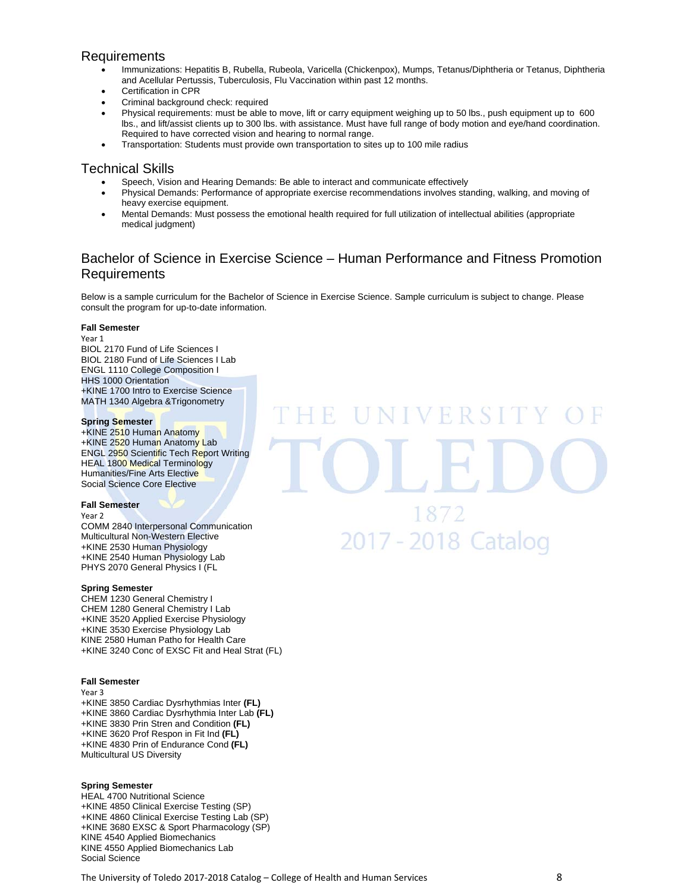## Requirements

- Immunizations: Hepatitis B, Rubella, Rubeola, Varicella (Chickenpox), Mumps, Tetanus/Diphtheria or Tetanus, Diphtheria and Acellular Pertussis, Tuberculosis, Flu Vaccination within past 12 months.
- Certification in CPR
- Criminal background check: required
- Physical requirements: must be able to move, lift or carry equipment weighing up to 50 lbs., push equipment up to 600 lbs., and lift/assist clients up to 300 lbs. with assistance. Must have full range of body motion and eye/hand coordination. Required to have corrected vision and hearing to normal range.
- Transportation: Students must provide own transportation to sites up to 100 mile radius

## Technical Skills

- Speech, Vision and Hearing Demands: Be able to interact and communicate effectively
- Physical Demands: Performance of appropriate exercise recommendations involves standing, walking, and moving of heavy exercise equipment.
- Mental Demands: Must possess the emotional health required for full utilization of intellectual abilities (appropriate medical judgment)

## Bachelor of Science in Exercise Science – Human Performance and Fitness Promotion Requirements

Below is a sample curriculum for the Bachelor of Science in Exercise Science. Sample curriculum is subject to change. Please consult the program for up-to-date information.

**Fall Semester**
Year 1
BIOL 2170 Fund of Life Sciences I
BIOL 2180 Fund of Life Sciences I Lab
ENGL 1110 College Composition I
HHS 1000 Orientation
+KINE 1700 Intro to Exercise Science
MATH 1340 Algebra &Trigonometry

**Spring Semester**
+KINE 2510 Human Anatomy
+KINE 2520 Human Anatomy Lab
ENGL 2950 Scientific Tech Report Writing
HEAL 1800 Medical Terminology
Humanities/Fine Arts Elective
Social Science Core Elective

**Fall Semester**
Year 2
COMM 2840 Interpersonal Communication
Multicultural Non-Western Elective
+KINE 2530 Human Physiology
+KINE 2540 Human Physiology Lab
PHYS 2070 General Physics I (FL

**Spring Semester**
CHEM 1230 General Chemistry I
CHEM 1280 General Chemistry I Lab
+KINE 3520 Applied Exercise Physiology
+KINE 3530 Exercise Physiology Lab
KINE 2580 Human Patho for Health Care
+KINE 3240 Conc of EXSC Fit and Heal Strat (FL)

**Fall Semester**
Year 3
+KINE 3850 Cardiac Dysrhythmias Inter **(FL)**
+KINE 3860 Cardiac Dysrhythmia Inter Lab **(FL)**
+KINE 3830 Prin Stren and Condition **(FL)**
+KINE 3620 Prof Respon in Fit Ind **(FL)**
+KINE 4830 Prin of Endurance Cond **(FL)**
Multicultural US Diversity

**Spring Semester**
HEAL 4700 Nutritional Science
+KINE 4850 Clinical Exercise Testing (SP)
+KINE 4860 Clinical Exercise Testing Lab (SP)
+KINE 3680 EXSC & Sport Pharmacology (SP)
KINE 4540 Applied Biomechanics
KINE 4550 Applied Biomechanics Lab
Social Science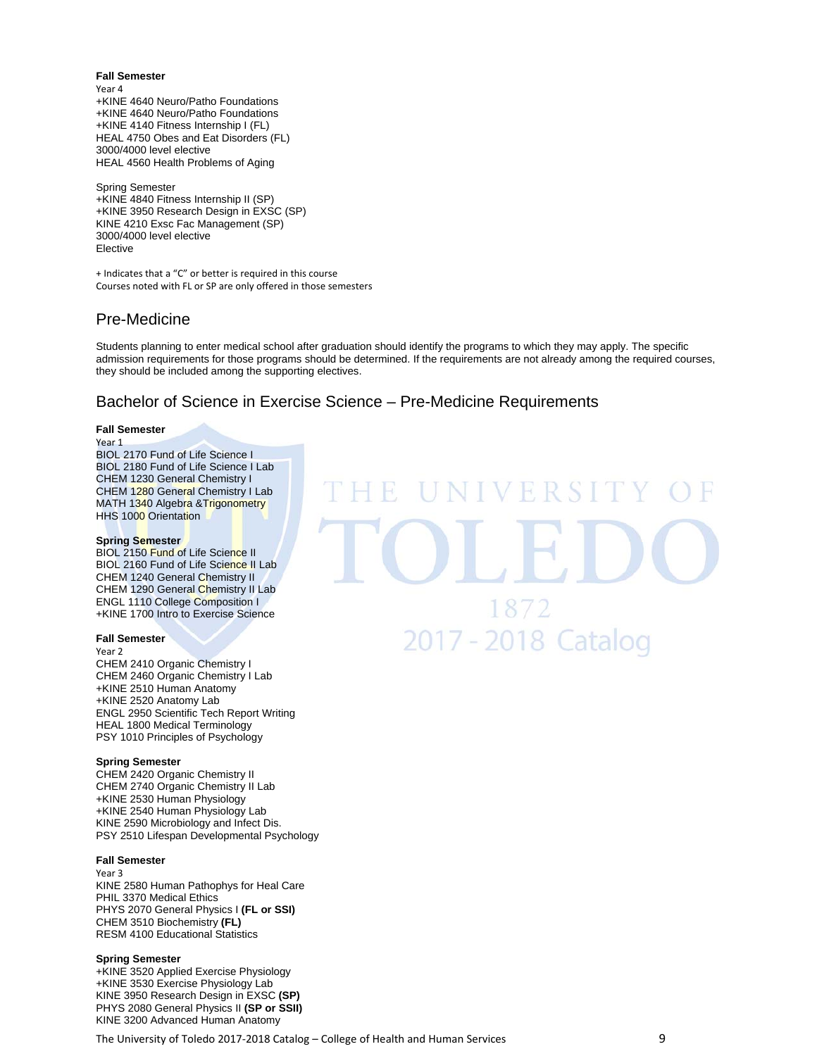**Fall Semester**
Year 4
+KINE 4640 Neuro/Patho Foundations
+KINE 4640 Neuro/Patho Foundations
+KINE 4140 Fitness Internship I (FL)
HEAL 4750 Obes and Eat Disorders (FL)
3000/4000 level elective
HEAL 4560 Health Problems of Aging

Spring Semester
+KINE 4840 Fitness Internship II (SP)
+KINE 3950 Research Design in EXSC (SP)
KINE 4210 Exsc Fac Management (SP)
3000/4000 level elective
Elective

+ Indicates that a "C" or better is required in this course
Courses noted with FL or SP are only offered in those semesters

## Pre-Medicine

Students planning to enter medical school after graduation should identify the programs to which they may apply. The specific admission requirements for those programs should be determined. If the requirements are not already among the required courses, they should be included among the supporting electives.

## Bachelor of Science in Exercise Science – Pre-Medicine Requirements

**Fall Semester**
Year 1
BIOL 2170 Fund of Life Science I
BIOL 2180 Fund of Life Science I Lab
CHEM 1230 General Chemistry I
CHEM 1280 General Chemistry I Lab
MATH 1340 Algebra &Trigonometry
HHS 1000 Orientation

**Spring Semester**
BIOL 2150 Fund of Life Science II
BIOL 2160 Fund of Life Science II Lab
CHEM 1240 General Chemistry II
CHEM 1290 General Chemistry II Lab
ENGL 1110 College Composition I
+KINE 1700 Intro to Exercise Science

**Fall Semester**
Year 2
CHEM 2410 Organic Chemistry I
CHEM 2460 Organic Chemistry I Lab
+KINE 2510 Human Anatomy
+KINE 2520 Anatomy Lab
ENGL 2950 Scientific Tech Report Writing
HEAL 1800 Medical Terminology
PSY 1010 Principles of Psychology

**Spring Semester**
CHEM 2420 Organic Chemistry II
CHEM 2740 Organic Chemistry II Lab
+KINE 2530 Human Physiology
+KINE 2540 Human Physiology Lab
KINE 2590 Microbiology and Infect Dis.
PSY 2510 Lifespan Developmental Psychology

**Fall Semester**
Year 3
KINE 2580 Human Pathophys for Heal Care
PHIL 3370 Medical Ethics
PHYS 2070 General Physics I **(FL or SSI)**
CHEM 3510 Biochemistry **(FL)**
RESM 4100 Educational Statistics

**Spring Semester**
+KINE 3520 Applied Exercise Physiology
+KINE 3530 Exercise Physiology Lab
KINE 3950 Research Design in EXSC **(SP)**
PHYS 2080 General Physics II **(SP or SSII)**
KINE 3200 Advanced Human Anatomy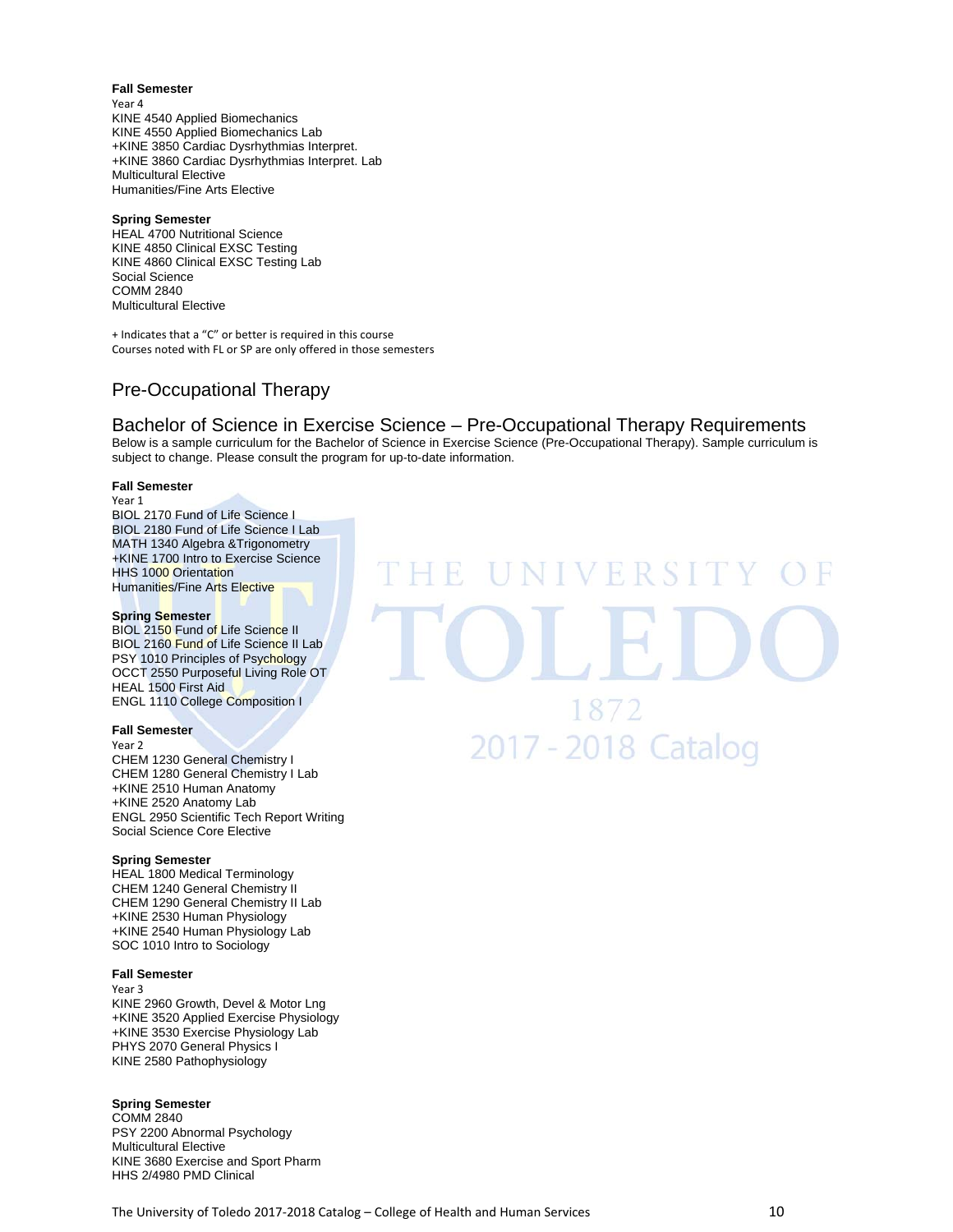**Fall Semester**
Year 4
KINE 4540 Applied Biomechanics
KINE 4550 Applied Biomechanics Lab
+KINE 3850 Cardiac Dysrhythmias Interpret.
+KINE 3860 Cardiac Dysrhythmias Interpret. Lab
Multicultural Elective
Humanities/Fine Arts Elective

**Spring Semester**
HEAL 4700 Nutritional Science
KINE 4850 Clinical EXSC Testing
KINE 4860 Clinical EXSC Testing Lab
Social Science
COMM 2840
Multicultural Elective

+ Indicates that a "C" or better is required in this course
Courses noted with FL or SP are only offered in those semesters

## Pre-Occupational Therapy

### Bachelor of Science in Exercise Science – Pre-Occupational Therapy Requirements

Below is a sample curriculum for the Bachelor of Science in Exercise Science (Pre-Occupational Therapy). Sample curriculum is subject to change. Please consult the program for up-to-date information.

**Fall Semester**
Year 1
BIOL 2170 Fund of Life Science I
BIOL 2180 Fund of Life Science I Lab
MATH 1340 Algebra &Trigonometry
+KINE 1700 Intro to Exercise Science
HHS 1000 Orientation
Humanities/Fine Arts Elective

**Spring Semester**
BIOL 2150 Fund of Life Science II
BIOL 2160 Fund of Life Science II Lab
PSY 1010 Principles of Psychology
OCCT 2550 Purposeful Living Role OT
HEAL 1500 First Aid
ENGL 1110 College Composition I

**Fall Semester**
Year 2
CHEM 1230 General Chemistry I
CHEM 1280 General Chemistry I Lab
+KINE 2510 Human Anatomy
+KINE 2520 Anatomy Lab
ENGL 2950 Scientific Tech Report Writing
Social Science Core Elective

**Spring Semester**
HEAL 1800 Medical Terminology
CHEM 1240 General Chemistry II
CHEM 1290 General Chemistry II Lab
+KINE 2530 Human Physiology
+KINE 2540 Human Physiology Lab
SOC 1010 Intro to Sociology

**Fall Semester**
Year 3
KINE 2960 Growth, Devel & Motor Lng
+KINE 3520 Applied Exercise Physiology
+KINE 3530 Exercise Physiology Lab
PHYS 2070 General Physics I
KINE 2580 Pathophysiology

**Spring Semester**
COMM 2840
PSY 2200 Abnormal Psychology
Multicultural Elective
KINE 3680 Exercise and Sport Pharm
HHS 2/4980 PMD Clinical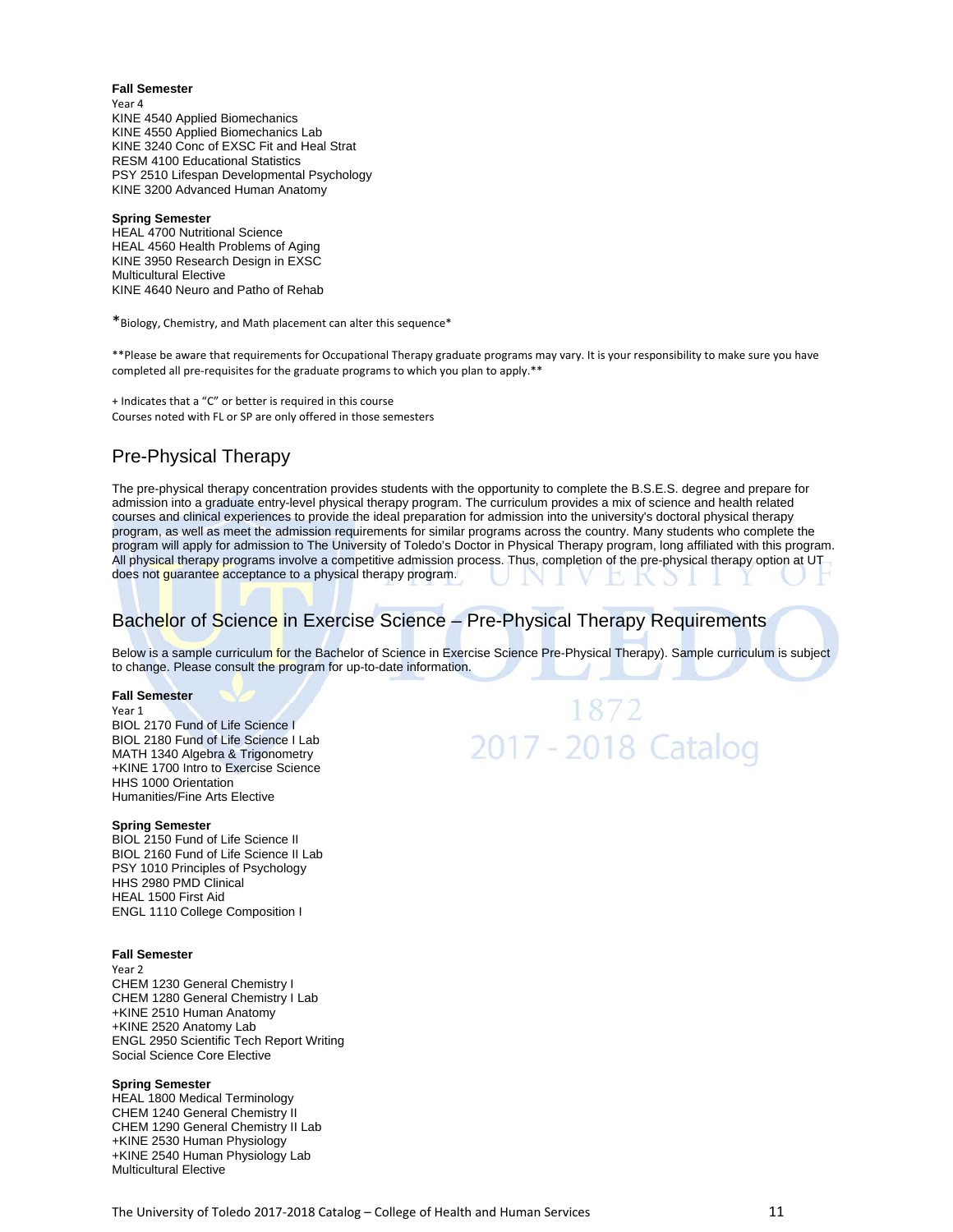**Fall Semester**
Year 4
KINE 4540 Applied Biomechanics
KINE 4550 Applied Biomechanics Lab
KINE 3240 Conc of EXSC Fit and Heal Strat
RESM 4100 Educational Statistics
PSY 2510 Lifespan Developmental Psychology
KINE 3200 Advanced Human Anatomy

**Spring Semester**
HEAL 4700 Nutritional Science
HEAL 4560 Health Problems of Aging
KINE 3950 Research Design in EXSC
Multicultural Elective
KINE 4640 Neuro and Patho of Rehab

*Biology, Chemistry, and Math placement can alter this sequence*

**Please be aware that requirements for Occupational Therapy graduate programs may vary. It is your responsibility to make sure you have completed all pre-requisites for the graduate programs to which you plan to apply.**

+ Indicates that a "C" or better is required in this course
Courses noted with FL or SP are only offered in those semesters

## Pre-Physical Therapy

The pre-physical therapy concentration provides students with the opportunity to complete the B.S.E.S. degree and prepare for admission into a graduate entry-level physical therapy program. The curriculum provides a mix of science and health related courses and clinical experiences to provide the ideal preparation for admission into the university's doctoral physical therapy program, as well as meet the admission requirements for similar programs across the country. Many students who complete the program will apply for admission to The University of Toledo's Doctor in Physical Therapy program, long affiliated with this program. All physical therapy programs involve a competitive admission process. Thus, completion of the pre-physical therapy option at UT does not guarantee acceptance to a physical therapy program.

## Bachelor of Science in Exercise Science – Pre-Physical Therapy Requirements

Below is a sample curriculum for the Bachelor of Science in Exercise Science Pre-Physical Therapy). Sample curriculum is subject to change. Please consult the program for up-to-date information.

**Fall Semester**
Year 1
BIOL 2170 Fund of Life Science I
BIOL 2180 Fund of Life Science I Lab
MATH 1340 Algebra & Trigonometry
+KINE 1700 Intro to Exercise Science
HHS 1000 Orientation
Humanities/Fine Arts Elective

**Spring Semester**
BIOL 2150 Fund of Life Science II
BIOL 2160 Fund of Life Science II Lab
PSY 1010 Principles of Psychology
HHS 2980 PMD Clinical
HEAL 1500 First Aid
ENGL 1110 College Composition I

**Fall Semester**
Year 2
CHEM 1230 General Chemistry I
CHEM 1280 General Chemistry I Lab
+KINE 2510 Human Anatomy
+KINE 2520 Anatomy Lab
ENGL 2950 Scientific Tech Report Writing
Social Science Core Elective

**Spring Semester**
HEAL 1800 Medical Terminology
CHEM 1240 General Chemistry II
CHEM 1290 General Chemistry II Lab
+KINE 2530 Human Physiology
+KINE 2540 Human Physiology Lab
Multicultural Elective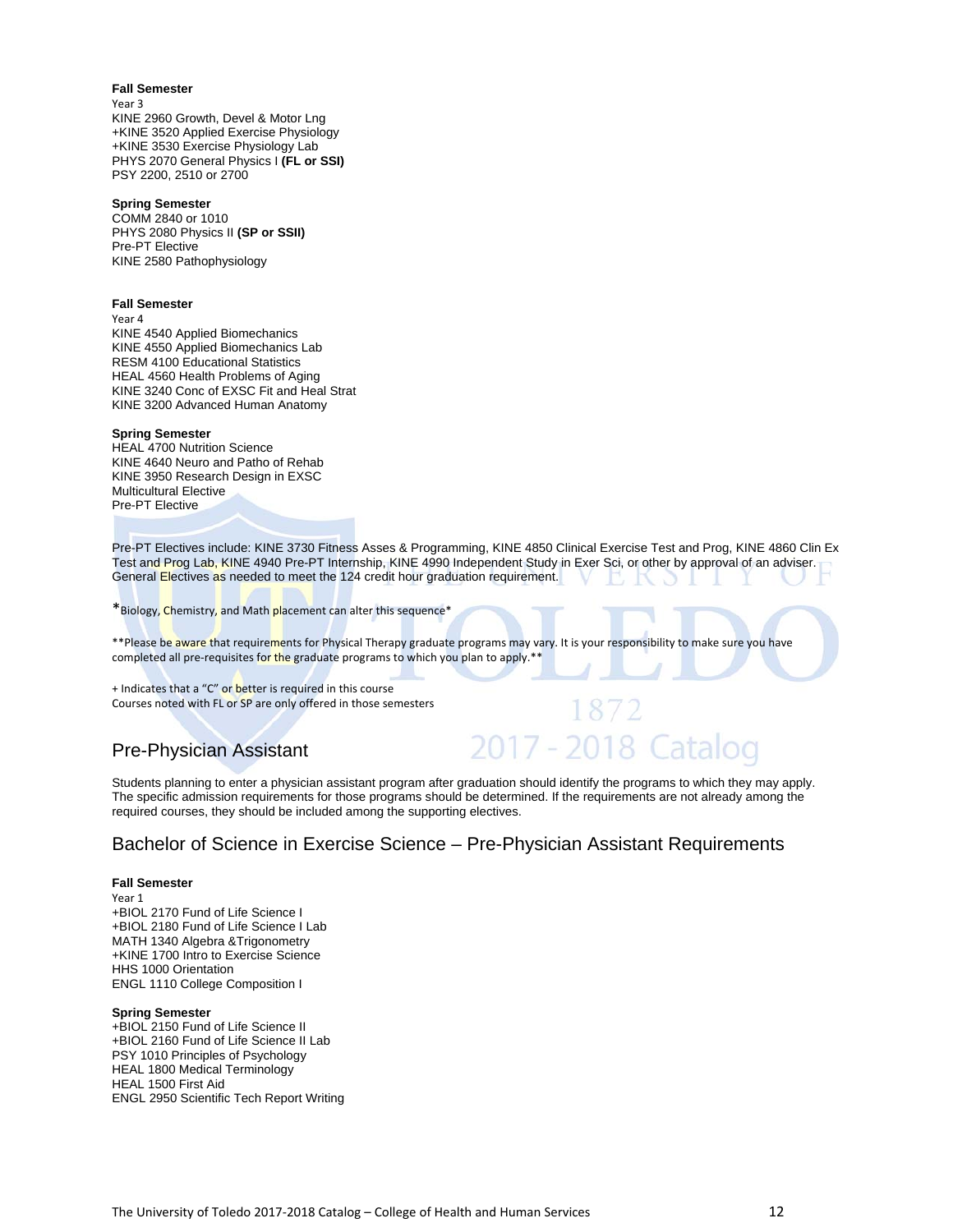**Fall Semester**
Year 3
KINE 2960 Growth, Devel & Motor Lng
+KINE 3520 Applied Exercise Physiology
+KINE 3530 Exercise Physiology Lab
PHYS 2070 General Physics I **(FL or SSI)**
PSY 2200, 2510 or 2700

**Spring Semester**
COMM 2840 or 1010
PHYS 2080 Physics II **(SP or SSII)**
Pre-PT Elective
KINE 2580 Pathophysiology

**Fall Semester**
Year 4
KINE 4540 Applied Biomechanics
KINE 4550 Applied Biomechanics Lab
RESM 4100 Educational Statistics
HEAL 4560 Health Problems of Aging
KINE 3240 Conc of EXSC Fit and Heal Strat
KINE 3200 Advanced Human Anatomy

**Spring Semester**
HEAL 4700 Nutrition Science
KINE 4640 Neuro and Patho of Rehab
KINE 3950 Research Design in EXSC
Multicultural Elective
Pre-PT Elective

Pre-PT Electives include: KINE 3730 Fitness Asses & Programming, KINE 4850 Clinical Exercise Test and Prog, KINE 4860 Clin Ex Test and Prog Lab, KINE 4940 Pre-PT Internship, KINE 4990 Independent Study in Exer Sci, or other by approval of an adviser. General Electives as needed to meet the 124 credit hour graduation requirement.

*Biology, Chemistry, and Math placement can alter this sequence*

**Please be aware that requirements for Physical Therapy graduate programs may vary. It is your responsibility to make sure you have completed all pre-requisites for the graduate programs to which you plan to apply.**

+ Indicates that a "C" or better is required in this course
Courses noted with FL or SP are only offered in those semesters

## Pre-Physician Assistant

Students planning to enter a physician assistant program after graduation should identify the programs to which they may apply. The specific admission requirements for those programs should be determined. If the requirements are not already among the required courses, they should be included among the supporting electives.

## Bachelor of Science in Exercise Science – Pre-Physician Assistant Requirements

**Fall Semester**
Year 1
+BIOL 2170 Fund of Life Science I
+BIOL 2180 Fund of Life Science I Lab
MATH 1340 Algebra &Trigonometry
+KINE 1700 Intro to Exercise Science
HHS 1000 Orientation
ENGL 1110 College Composition I

**Spring Semester**
+BIOL 2150 Fund of Life Science II
+BIOL 2160 Fund of Life Science II Lab
PSY 1010 Principles of Psychology
HEAL 1800 Medical Terminology
HEAL 1500 First Aid
ENGL 2950 Scientific Tech Report Writing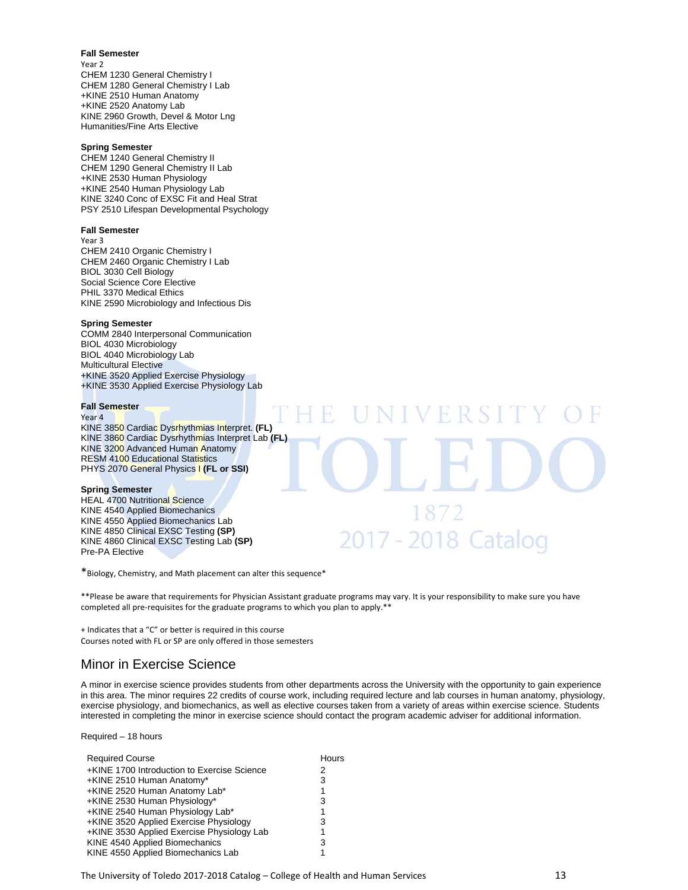**Fall Semester**
Year 2
CHEM 1230 General Chemistry I
CHEM 1280 General Chemistry I Lab
+KINE 2510 Human Anatomy
+KINE 2520 Anatomy Lab
KINE 2960 Growth, Devel & Motor Lng
Humanities/Fine Arts Elective

**Spring Semester**
CHEM 1240 General Chemistry II
CHEM 1290 General Chemistry II Lab
+KINE 2530 Human Physiology
+KINE 2540 Human Physiology Lab
KINE 3240 Conc of EXSC Fit and Heal Strat
PSY 2510 Lifespan Developmental Psychology

**Fall Semester**
Year 3
CHEM 2410 Organic Chemistry I
CHEM 2460 Organic Chemistry I Lab
BIOL 3030 Cell Biology
Social Science Core Elective
PHIL 3370 Medical Ethics
KINE 2590 Microbiology and Infectious Dis

**Spring Semester**
COMM 2840 Interpersonal Communication
BIOL 4030 Microbiology
BIOL 4040 Microbiology Lab
Multicultural Elective
+KINE 3520 Applied Exercise Physiology
+KINE 3530 Applied Exercise Physiology Lab

**Fall Semester**
Year 4
KINE 3850 Cardiac Dysrhythmias Interpret. **(FL)**
KINE 3860 Cardiac Dysrhythmias Interpret Lab **(FL)**
KINE 3200 Advanced Human Anatomy
RESM 4100 Educational Statistics
PHYS 2070 General Physics I **(FL or SSI)**

**Spring Semester**
HEAL 4700 Nutritional Science
KINE 4540 Applied Biomechanics
KINE 4550 Applied Biomechanics Lab
KINE 4850 Clinical EXSC Testing **(SP)**
KINE 4860 Clinical EXSC Testing Lab **(SP)**
Pre-PA Elective

*Biology, Chemistry, and Math placement can alter this sequence*

**Please be aware that requirements for Physician Assistant graduate programs may vary. It is your responsibility to make sure you have completed all pre-requisites for the graduate programs to which you plan to apply.**

+ Indicates that a "C" or better is required in this course
Courses noted with FL or SP are only offered in those semesters

## Minor in Exercise Science

A minor in exercise science provides students from other departments across the University with the opportunity to gain experience in this area. The minor requires 22 credits of course work, including required lecture and lab courses in human anatomy, physiology, exercise physiology, and biomechanics, as well as elective courses taken from a variety of areas within exercise science. Students interested in completing the minor in exercise science should contact the program academic adviser for additional information.

Required – 18 hours

| Required Course | Hours |
|---|---|
| +KINE 1700 Introduction to Exercise Science | 2 |
| +KINE 2510 Human Anatomy* | 3 |
| +KINE 2520 Human Anatomy Lab* | 1 |
| +KINE 2530 Human Physiology* | 3 |
| +KINE 2540 Human Physiology Lab* | 1 |
| +KINE 3520 Applied Exercise Physiology | 3 |
| +KINE 3530 Applied Exercise Physiology Lab | 1 |
| KINE 4540 Applied Biomechanics | 3 |
| KINE 4550 Applied Biomechanics Lab | 1 |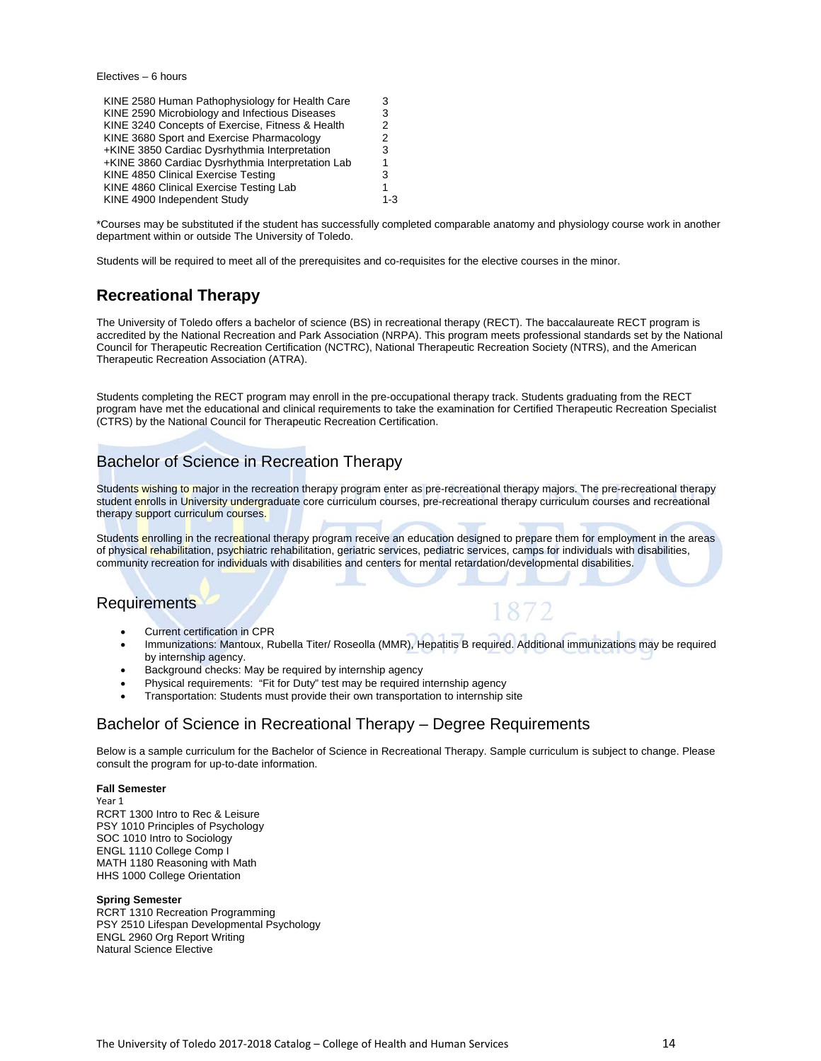Electives – 6 hours

| | |
|---|---|
| KINE 2580 Human Pathophysiology for Health Care | 3 |
| KINE 2590 Microbiology and Infectious Diseases | 3 |
| KINE 3240 Concepts of Exercise, Fitness & Health | 2 |
| KINE 3680 Sport and Exercise Pharmacology | 2 |
| +KINE 3850 Cardiac Dysrhythmia Interpretation | 3 |
| +KINE 3860 Cardiac Dysrhythmia Interpretation Lab | 1 |
| KINE 4850 Clinical Exercise Testing | 3 |
| KINE 4860 Clinical Exercise Testing Lab | 1 |
| KINE 4900 Independent Study | 1-3 |

*Courses may be substituted if the student has successfully completed comparable anatomy and physiology course work in another department within or outside The University of Toledo.

Students will be required to meet all of the prerequisites and co-requisites for the elective courses in the minor.

## Recreational Therapy

The University of Toledo offers a bachelor of science (BS) in recreational therapy (RECT). The baccalaureate RECT program is accredited by the National Recreation and Park Association (NRPA). This program meets professional standards set by the National Council for Therapeutic Recreation Certification (NCTRC), National Therapeutic Recreation Society (NTRS), and the American Therapeutic Recreation Association (ATRA).

Students completing the RECT program may enroll in the pre-occupational therapy track. Students graduating from the RECT program have met the educational and clinical requirements to take the examination for Certified Therapeutic Recreation Specialist (CTRS) by the National Council for Therapeutic Recreation Certification.

### Bachelor of Science in Recreation Therapy

Students wishing to major in the recreation therapy program enter as pre-recreational therapy majors. The pre-recreational therapy student enrolls in University undergraduate core curriculum courses, pre-recreational therapy curriculum courses and recreational therapy support curriculum courses.

Students enrolling in the recreational therapy program receive an education designed to prepare them for employment in the areas of physical rehabilitation, psychiatric rehabilitation, geriatric services, pediatric services, camps for individuals with disabilities, community recreation for individuals with disabilities and centers for mental retardation/developmental disabilities.

### Requirements

- Current certification in CPR
- Immunizations: Mantoux, Rubella Titer/ Roseolla (MMR), Hepatitis B required. Additional immunizations may be required by internship agency.
- Background checks: May be required by internship agency
- Physical requirements: "Fit for Duty" test may be required internship agency
- Transportation: Students must provide their own transportation to internship site

### Bachelor of Science in Recreational Therapy – Degree Requirements

Below is a sample curriculum for the Bachelor of Science in Recreational Therapy. Sample curriculum is subject to change. Please consult the program for up-to-date information.

**Fall Semester**
Year 1
RCRT 1300 Intro to Rec & Leisure
PSY 1010 Principles of Psychology
SOC 1010 Intro to Sociology
ENGL 1110 College Comp I
MATH 1180 Reasoning with Math
HHS 1000 College Orientation

**Spring Semester**
RCRT 1310 Recreation Programming
PSY 2510 Lifespan Developmental Psychology
ENGL 2960 Org Report Writing
Natural Science Elective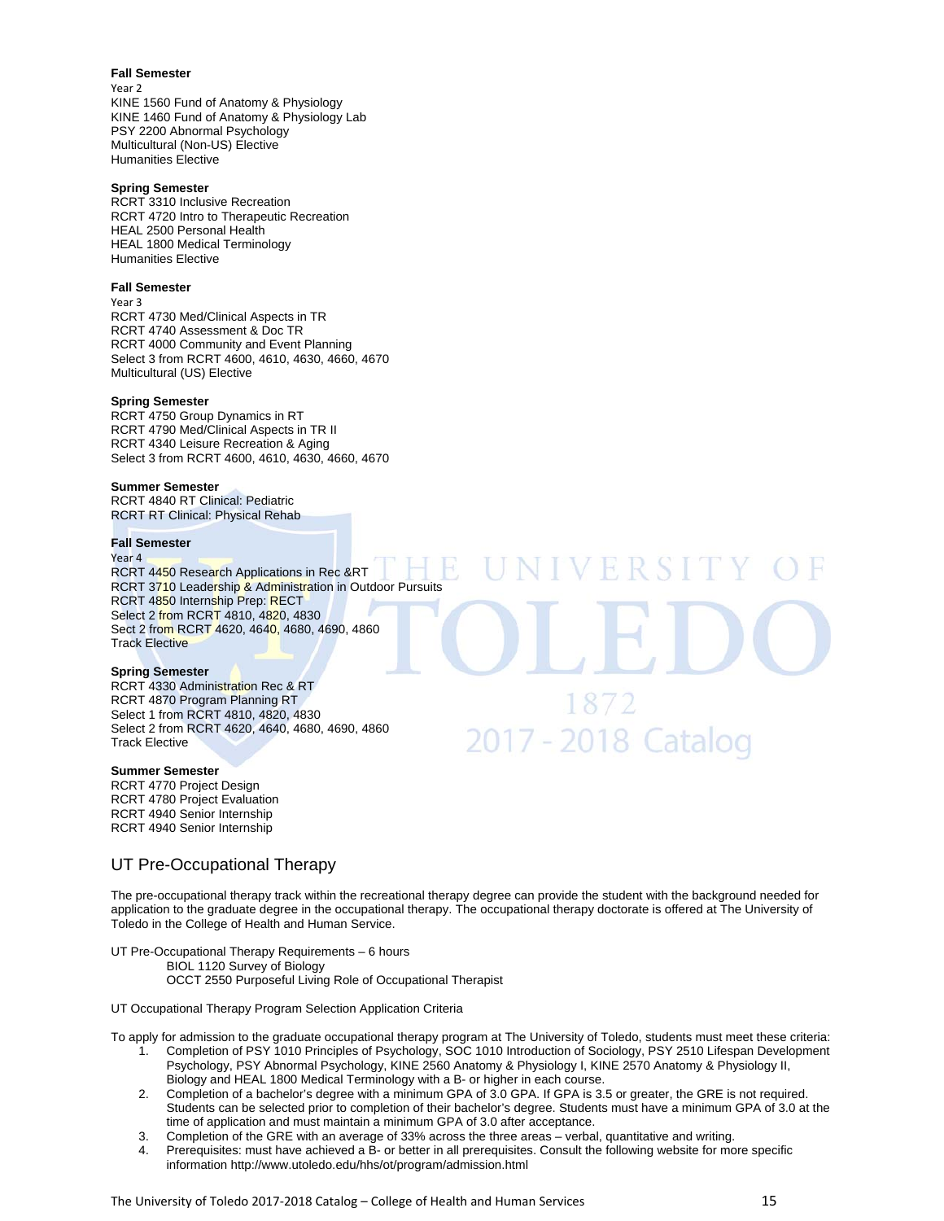**Fall Semester**
Year 2
KINE 1560 Fund of Anatomy & Physiology
KINE 1460 Fund of Anatomy & Physiology Lab
PSY 2200 Abnormal Psychology
Multicultural (Non-US) Elective
Humanities Elective

**Spring Semester**
RCRT 3310 Inclusive Recreation
RCRT 4720 Intro to Therapeutic Recreation
HEAL 2500 Personal Health
HEAL 1800 Medical Terminology
Humanities Elective

**Fall Semester**
Year 3
RCRT 4730 Med/Clinical Aspects in TR
RCRT 4740 Assessment & Doc TR
RCRT 4000 Community and Event Planning
Select 3 from RCRT 4600, 4610, 4630, 4660, 4670
Multicultural (US) Elective

**Spring Semester**
RCRT 4750 Group Dynamics in RT
RCRT 4790 Med/Clinical Aspects in TR II
RCRT 4340 Leisure Recreation & Aging
Select 3 from RCRT 4600, 4610, 4630, 4660, 4670

**Summer Semester**
RCRT 4840 RT Clinical: Pediatric
RCRT RT Clinical: Physical Rehab

**Fall Semester**
Year 4
RCRT 4450 Research Applications in Rec &RT
RCRT 3710 Leadership & Administration in Outdoor Pursuits
RCRT 4850 Internship Prep: RECT
Select 2 from RCRT 4810, 4820, 4830
Sect 2 from RCRT 4620, 4640, 4680, 4690, 4860
Track Elective

**Spring Semester**
RCRT 4330 Administration Rec & RT
RCRT 4870 Program Planning RT
Select 1 from RCRT 4810, 4820, 4830
Select 2 from RCRT 4620, 4640, 4680, 4690, 4860
Track Elective

**Summer Semester**
RCRT 4770 Project Design
RCRT 4780 Project Evaluation
RCRT 4940 Senior Internship
RCRT 4940 Senior Internship

## UT Pre-Occupational Therapy

The pre-occupational therapy track within the recreational therapy degree can provide the student with the background needed for application to the graduate degree in the occupational therapy. The occupational therapy doctorate is offered at The University of Toledo in the College of Health and Human Service.

UT Pre-Occupational Therapy Requirements – 6 hours
BIOL 1120 Survey of Biology
OCCT 2550 Purposeful Living Role of Occupational Therapist

UT Occupational Therapy Program Selection Application Criteria

To apply for admission to the graduate occupational therapy program at The University of Toledo, students must meet these criteria:

1. Completion of PSY 1010 Principles of Psychology, SOC 1010 Introduction of Sociology, PSY 2510 Lifespan Development Psychology, PSY Abnormal Psychology, KINE 2560 Anatomy & Physiology I, KINE 2570 Anatomy & Physiology II, Biology and HEAL 1800 Medical Terminology with a B- or higher in each course.
2. Completion of a bachelor's degree with a minimum GPA of 3.0 GPA. If GPA is 3.5 or greater, the GRE is not required. Students can be selected prior to completion of their bachelor's degree. Students must have a minimum GPA of 3.0 at the time of application and must maintain a minimum GPA of 3.0 after acceptance.
3. Completion of the GRE with an average of 33% across the three areas – verbal, quantitative and writing.
4. Prerequisites: must have achieved a B- or better in all prerequisites. Consult the following website for more specific information http://www.utoledo.edu/hhs/ot/program/admission.html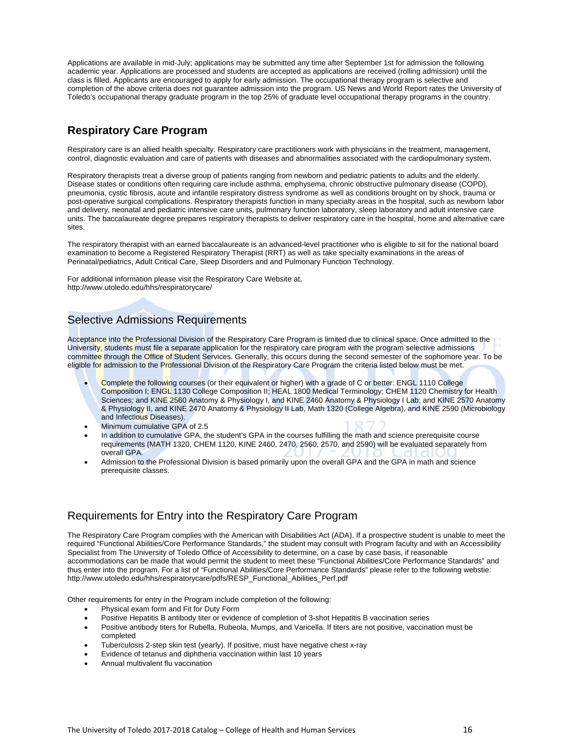Applications are available in mid-July; applications may be submitted any time after September 1st for admission the following academic year. Applications are processed and students are accepted as applications are received (rolling admission) until the class is filled. Applicants are encouraged to apply for early admission. The occupational therapy program is selective and completion of the above criteria does not guarantee admission into the program. US News and World Report rates the University of Toledo's occupational therapy graduate program in the top 25% of graduate level occupational therapy programs in the country.

## Respiratory Care Program

Respiratory care is an allied health specialty. Respiratory care practitioners work with physicians in the treatment, management, control, diagnostic evaluation and care of patients with diseases and abnormalities associated with the cardiopulmonary system.

Respiratory therapists treat a diverse group of patients ranging from newborn and pediatric patients to adults and the elderly. Disease states or conditions often requiring care include asthma, emphysema, chronic obstructive pulmonary disease (COPD), pneumonia, cystic fibrosis, acute and infantile respiratory distress syndrome as well as conditions brought on by shock, trauma or post-operative surgical complications. Respiratory therapists function in many specialty areas in the hospital, such as newborn labor and delivery, neonatal and pediatric intensive care units, pulmonary function laboratory, sleep laboratory and adult intensive care units. The baccalaureate degree prepares respiratory therapists to deliver respiratory care in the hospital, home and alternative care sites.

The respiratory therapist with an earned baccalaureate is an advanced-level practitioner who is eligible to sit for the national board examination to become a Registered Respiratory Therapist (RRT) as well as take specialty examinations in the areas of Perinatal/pediatrics, Adult Critical Care, Sleep Disorders and and Pulmonary Function Technology.

For additional information please visit the Respiratory Care Website at,
http://www.utoledo.edu/hhs/respiratorycare/

### Selective Admissions Requirements

Acceptance into the Professional Division of the Respiratory Care Program is limited due to clinical space. Once admitted to the University, students must file a separate application for the respiratory care program with the program selective admissions committee through the Office of Student Services. Generally, this occurs during the second semester of the sophomore year. To be eligible for admission to the Professional Division of the Respiratory Care Program the criteria listed below must be met.

- Complete the following courses (or their equivalent or higher) with a grade of C or better: ENGL 1110 College Composition I; ENGL 1130 College Composition II; HEAL 1800 Medical Terminology; CHEM 1120 Chemistry for Health Sciences; and KINE 2560 Anatomy & Physiology I, and KINE 2460 Anatomy & Physiology I Lab; and KINE 2570 Anatomy & Physiology II, and KINE 2470 Anatomy & Physiology II Lab, Math 1320 (College Algebra), and KINE 2590 (Microbiology and Infectious Diseases).
- Minimum cumulative GPA of 2.5
- In addition to cumulative GPA, the student's GPA in the courses fulfilling the math and science prerequisite course requirements (MATH 1320, CHEM 1120, KINE 2460, 2470, 2560, 2570, and 2590) will be evaluated separately from overall GPA.
- Admission to the Professional Division is based primarily upon the overall GPA and the GPA in math and science prerequisite classes.

### Requirements for Entry into the Respiratory Care Program

The Respiratory Care Program complies with the American with Disabilities Act (ADA). If a prospective student is unable to meet the required "Functional Abilities/Core Performance Standards," the student may consult with Program faculty and with an Accessibility Specialist from The University of Toledo Office of Accessibility to determine, on a case by case basis, if reasonable accommodations can be made that would permit the student to meet these "Functional Abilities/Core Performance Standards" and thus enter into the program. For a list of "Functional Abilities/Core Performance Standards" please refer to the following webstie: http://www.utoledo.edu/hhs/respiratorycare/pdfs/RESP_Functional_Abilities_Perf.pdf

Other requirements for entry in the Program include completion of the following:

- Physical exam form and Fit for Duty Form
- Positive Hepatitis B antibody titer or evidence of completion of 3-shot Hepatitis B vaccination series
- Positive antibody titers for Rubella, Rubeola, Mumps, and Varicella. If titers are not positive, vaccination must be completed
- Tuberculosis 2-step skin test (yearly). If positive, must have negative chest x-ray
- Evidence of tetanus and diphtheria vaccination within last 10 years
- Annual multivalent flu vaccination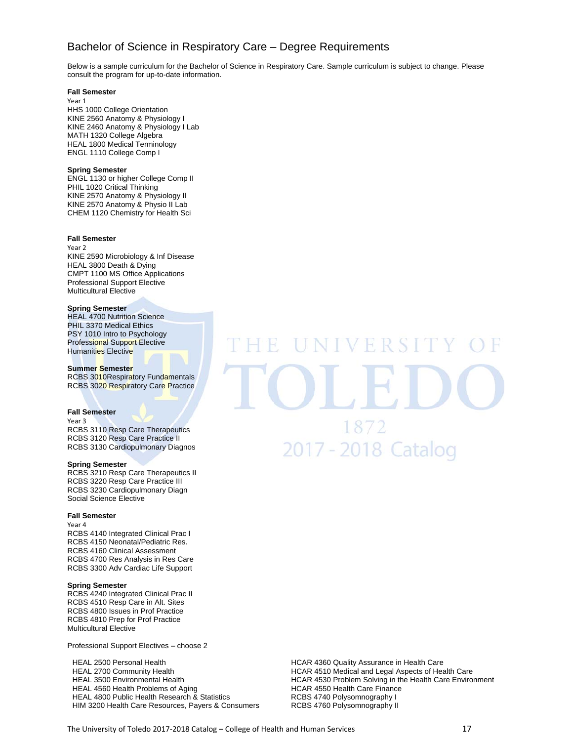## Bachelor of Science in Respiratory Care – Degree Requirements

Below is a sample curriculum for the Bachelor of Science in Respiratory Care. Sample curriculum is subject to change. Please consult the program for up-to-date information.

**Fall Semester**
Year 1
HHS 1000 College Orientation
KINE 2560 Anatomy & Physiology I
KINE 2460 Anatomy & Physiology I Lab
MATH 1320 College Algebra
HEAL 1800 Medical Terminology
ENGL 1110 College Comp I

**Spring Semester**
ENGL 1130 or higher College Comp II
PHIL 1020 Critical Thinking
KINE 2570 Anatomy & Physiology II
KINE 2570 Anatomy & Physio II Lab
CHEM 1120 Chemistry for Health Sci

**Fall Semester**
Year 2
KINE 2590 Microbiology & Inf Disease
HEAL 3800 Death & Dying
CMPT 1100 MS Office Applications
Professional Support Elective
Multicultural Elective

**Spring Semester**
HEAL 4700 Nutrition Science
PHIL 3370 Medical Ethics
PSY 1010 Intro to Psychology
Professional Support Elective
Humanities Elective

**Summer Semester**
RCBS 3010Respiratory Fundamentals
RCBS 3020 Respiratory Care Practice

**Fall Semester**
Year 3
RCBS 3110 Resp Care Therapeutics
RCBS 3120 Resp Care Practice II
RCBS 3130 Cardiopulmonary Diagnos

**Spring Semester**
RCBS 3210 Resp Care Therapeutics II
RCBS 3220 Resp Care Practice III
RCBS 3230 Cardiopulmonary Diagn
Social Science Elective

**Fall Semester**
Year 4
RCBS 4140 Integrated Clinical Prac I
RCBS 4150 Neonatal/Pediatric Res.
RCBS 4160 Clinical Assessment
RCBS 4700 Res Analysis in Res Care
RCBS 3300 Adv Cardiac Life Support

**Spring Semester**
RCBS 4240 Integrated Clinical Prac II
RCBS 4510 Resp Care in Alt. Sites
RCBS 4800 Issues in Prof Practice
RCBS 4810 Prep for Prof Practice
Multicultural Elective

Professional Support Electives – choose 2

HEAL 2500 Personal Health
HEAL 2700 Community Health
HEAL 3500 Environmental Health
HEAL 4560 Health Problems of Aging
HEAL 4800 Public Health Research & Statistics
HIM 3200 Health Care Resources, Payers & Consumers
HCAR 4360 Quality Assurance in Health Care
HCAR 4510 Medical and Legal Aspects of Health Care
HCAR 4530 Problem Solving in the Health Care Environment
HCAR 4550 Health Care Finance
RCBS 4740 Polysomnography I
RCBS 4760 Polysomnography II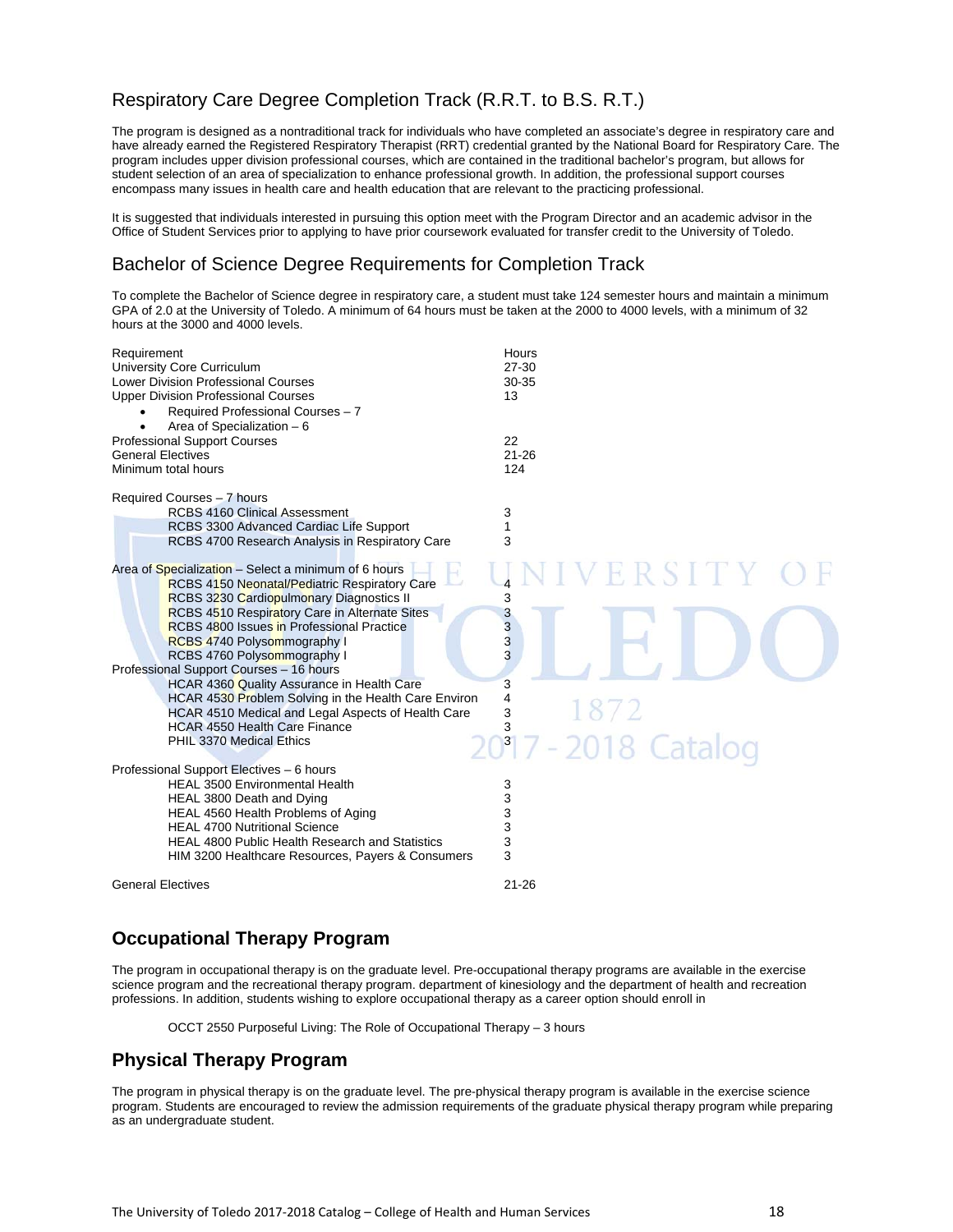## Respiratory Care Degree Completion Track (R.R.T. to B.S. R.T.)

The program is designed as a nontraditional track for individuals who have completed an associate's degree in respiratory care and have already earned the Registered Respiratory Therapist (RRT) credential granted by the National Board for Respiratory Care. The program includes upper division professional courses, which are contained in the traditional bachelor's program, but allows for student selection of an area of specialization to enhance professional growth. In addition, the professional support courses encompass many issues in health care and health education that are relevant to the practicing professional.

It is suggested that individuals interested in pursuing this option meet with the Program Director and an academic advisor in the Office of Student Services prior to applying to have prior coursework evaluated for transfer credit to the University of Toledo.

## Bachelor of Science Degree Requirements for Completion Track

To complete the Bachelor of Science degree in respiratory care, a student must take 124 semester hours and maintain a minimum GPA of 2.0 at the University of Toledo. A minimum of 64 hours must be taken at the 2000 to 4000 levels, with a minimum of 32 hours at the 3000 and 4000 levels.

| Requirement | Hours |
|---|---|
| University Core Curriculum | 27-30 |
| Lower Division Professional Courses | 30-35 |
| Upper Division Professional Courses | 13 |
| • Required Professional Courses – 7 | |
| • Area of Specialization – 6 | |
| Professional Support Courses | 22 |
| General Electives | 21-26 |
| Minimum total hours | 124 |

| Required Courses – 7 hours | |
|---|---|
| RCBS 4160 Clinical Assessment | 3 |
| RCBS 3300 Advanced Cardiac Life Support | 1 |
| RCBS 4700 Research Analysis in Respiratory Care | 3 |

| Area of Specialization – Select a minimum of 6 hours | |
|---|---|
| RCBS 4150 Neonatal/Pediatric Respiratory Care | 4 |
| RCBS 3230 Cardiopulmonary Diagnostics II | 3 |
| RCBS 4510 Respiratory Care in Alternate Sites | 3 |
| RCBS 4800 Issues in Professional Practice | 3 |
| RCBS 4740 Polysommography I | 3 |
| RCBS 4760 Polysommography I | 3 |

| Professional Support Courses – 16 hours | |
|---|---|
| HCAR 4360 Quality Assurance in Health Care | 3 |
| HCAR 4530 Problem Solving in the Health Care Environ | 4 |
| HCAR 4510 Medical and Legal Aspects of Health Care | 3 |
| HCAR 4550 Health Care Finance | 3 |
| PHIL 3370 Medical Ethics | 3 |

| Professional Support Electives – 6 hours | |
|---|---|
| HEAL 3500 Environmental Health | 3 |
| HEAL 3800 Death and Dying | 3 |
| HEAL 4560 Health Problems of Aging | 3 |
| HEAL 4700 Nutritional Science | 3 |
| HEAL 4800 Public Health Research and Statistics | 3 |
| HIM 3200 Healthcare Resources, Payers & Consumers | 3 |

| General Electives | 21-26 |
|---|---|

## Occupational Therapy Program

The program in occupational therapy is on the graduate level. Pre-occupational therapy programs are available in the exercise science program and the recreational therapy program. department of kinesiology and the department of health and recreation professions. In addition, students wishing to explore occupational therapy as a career option should enroll in

OCCT 2550 Purposeful Living: The Role of Occupational Therapy – 3 hours

## Physical Therapy Program

The program in physical therapy is on the graduate level. The pre-physical therapy program is available in the exercise science program. Students are encouraged to review the admission requirements of the graduate physical therapy program while preparing as an undergraduate student.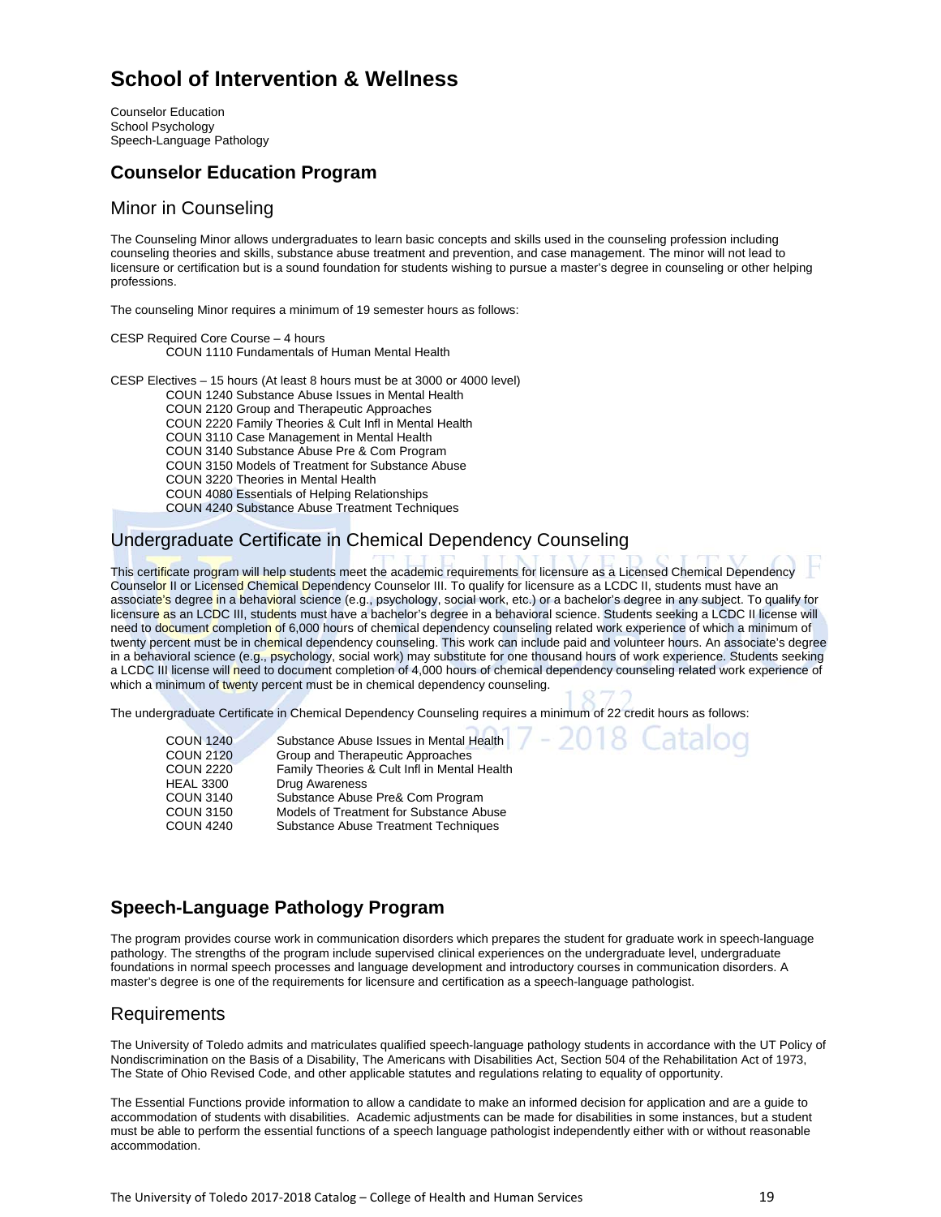# School of Intervention & Wellness

Counselor Education
School Psychology
Speech-Language Pathology

## Counselor Education Program

### Minor in Counseling

The Counseling Minor allows undergraduates to learn basic concepts and skills used in the counseling profession including counseling theories and skills, substance abuse treatment and prevention, and case management. The minor will not lead to licensure or certification but is a sound foundation for students wishing to pursue a master's degree in counseling or other helping professions.

The counseling Minor requires a minimum of 19 semester hours as follows:

CESP Required Core Course – 4 hours
- COUN 1110 Fundamentals of Human Mental Health

CESP Electives – 15 hours (At least 8 hours must be at 3000 or 4000 level)
- COUN 1240 Substance Abuse Issues in Mental Health
- COUN 2120 Group and Therapeutic Approaches
- COUN 2220 Family Theories & Cult Infl in Mental Health
- COUN 3110 Case Management in Mental Health
- COUN 3140 Substance Abuse Pre & Com Program
- COUN 3150 Models of Treatment for Substance Abuse
- COUN 3220 Theories in Mental Health
- COUN 4080 Essentials of Helping Relationships
- COUN 4240 Substance Abuse Treatment Techniques

### Undergraduate Certificate in Chemical Dependency Counseling

This certificate program will help students meet the academic requirements for licensure as a Licensed Chemical Dependency Counselor II or Licensed Chemical Dependency Counselor III. To qualify for licensure as a LCDC II, students must have an associate's degree in a behavioral science (e.g., psychology, social work, etc.) or a bachelor's degree in any subject. To qualify for licensure as an LCDC III, students must have a bachelor's degree in a behavioral science. Students seeking a LCDC II license will need to document completion of 6,000 hours of chemical dependency counseling related work experience of which a minimum of twenty percent must be in chemical dependency counseling. This work can include paid and volunteer hours. An associate's degree in a behavioral science (e.g., psychology, social work) may substitute for one thousand hours of work experience. Students seeking a LCDC III license will need to document completion of 4,000 hours of chemical dependency counseling related work experience of which a minimum of twenty percent must be in chemical dependency counseling.

The undergraduate Certificate in Chemical Dependency Counseling requires a minimum of 22 credit hours as follows:

| | |
|---|---|
| COUN 1240 | Substance Abuse Issues in Mental Health |
| COUN 2120 | Group and Therapeutic Approaches |
| COUN 2220 | Family Theories & Cult Infl in Mental Health |
| HEAL 3300 | Drug Awareness |
| COUN 3140 | Substance Abuse Pre& Com Program |
| COUN 3150 | Models of Treatment for Substance Abuse |
| COUN 4240 | Substance Abuse Treatment Techniques |

## Speech-Language Pathology Program

The program provides course work in communication disorders which prepares the student for graduate work in speech-language pathology. The strengths of the program include supervised clinical experiences on the undergraduate level, undergraduate foundations in normal speech processes and language development and introductory courses in communication disorders. A master's degree is one of the requirements for licensure and certification as a speech-language pathologist.

### Requirements

The University of Toledo admits and matriculates qualified speech-language pathology students in accordance with the UT Policy of Nondiscrimination on the Basis of a Disability, The Americans with Disabilities Act, Section 504 of the Rehabilitation Act of 1973, The State of Ohio Revised Code, and other applicable statutes and regulations relating to equality of opportunity.

The Essential Functions provide information to allow a candidate to make an informed decision for application and are a guide to accommodation of students with disabilities. Academic adjustments can be made for disabilities in some instances, but a student must be able to perform the essential functions of a speech language pathologist independently either with or without reasonable accommodation.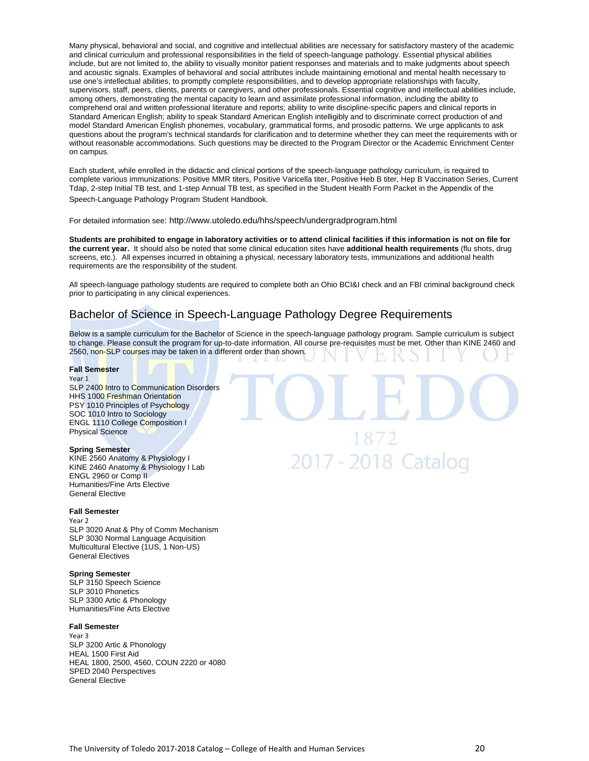Many physical, behavioral and social, and cognitive and intellectual abilities are necessary for satisfactory mastery of the academic and clinical curriculum and professional responsibilities in the field of speech-language pathology. Essential physical abilities include, but are not limited to, the ability to visually monitor patient responses and materials and to make judgments about speech and acoustic signals. Examples of behavioral and social attributes include maintaining emotional and mental health necessary to use one's intellectual abilities, to promptly complete responsibilities, and to develop appropriate relationships with faculty, supervisors, staff, peers, clients, parents or caregivers, and other professionals. Essential cognitive and intellectual abilities include, among others, demonstrating the mental capacity to learn and assimilate professional information, including the ability to comprehend oral and written professional literature and reports; ability to write discipline-specific papers and clinical reports in Standard American English; ability to speak Standard American English intelligibly and to discriminate correct production of and model Standard American English phonemes, vocabulary, grammatical forms, and prosodic patterns. We urge applicants to ask questions about the program's technical standards for clarification and to determine whether they can meet the requirements with or without reasonable accommodations. Such questions may be directed to the Program Director or the Academic Enrichment Center on campus.

Each student, while enrolled in the didactic and clinical portions of the speech-language pathology curriculum, is required to complete various immunizations: Positive MMR titers, Positive Varicella titer, Positive Heb B titer, Hep B Vaccination Series, Current Tdap, 2-step Initial TB test, and 1-step Annual TB test, as specified in the Student Health Form Packet in the Appendix of the Speech-Language Pathology Program Student Handbook.

For detailed information see: http://www.utoledo.edu/hhs/speech/undergradprogram.html

**Students are prohibited to engage in laboratory activities or to attend clinical facilities if this information is not on file for the current year.** It should also be noted that some clinical education sites have **additional health requirements** (flu shots, drug screens, etc.). All expenses incurred in obtaining a physical, necessary laboratory tests, immunizations and additional health requirements are the responsibility of the student.

All speech-language pathology students are required to complete both an Ohio BCI&I check and an FBI criminal background check prior to participating in any clinical experiences.

## Bachelor of Science in Speech-Language Pathology Degree Requirements

Below is a sample curriculum for the Bachelor of Science in the speech-language pathology program. Sample curriculum is subject to change. Please consult the program for up-to-date information. All course pre-requisites must be met. Other than KINE 2460 and 2560, non-SLP courses may be taken in a different order than shown.

**Fall Semester**
Year 1
SLP 2400 Intro to Communication Disorders
HHS 1000 Freshman Orientation
PSY 1010 Principles of Psychology
SOC 1010 Intro to Sociology
ENGL 1110 College Composition I
Physical Science

**Spring Semester**
KINE 2560 Anatomy & Physiology I
KINE 2460 Anatomy & Physiology I Lab
ENGL 2960 or Comp II
Humanities/Fine Arts Elective
General Elective

**Fall Semester**
Year 2
SLP 3020 Anat & Phy of Comm Mechanism
SLP 3030 Normal Language Acquisition
Multicultural Elective (1US, 1 Non-US)
General Electives

**Spring Semester**
SLP 3150 Speech Science
SLP 3010 Phonetics
SLP 3300 Artic & Phonology
Humanities/Fine Arts Elective

**Fall Semester**
Year 3
SLP 3200 Artic & Phonology
HEAL 1500 First Aid
HEAL 1800, 2500, 4560, COUN 2220 or 4080
SPED 2040 Perspectives
General Elective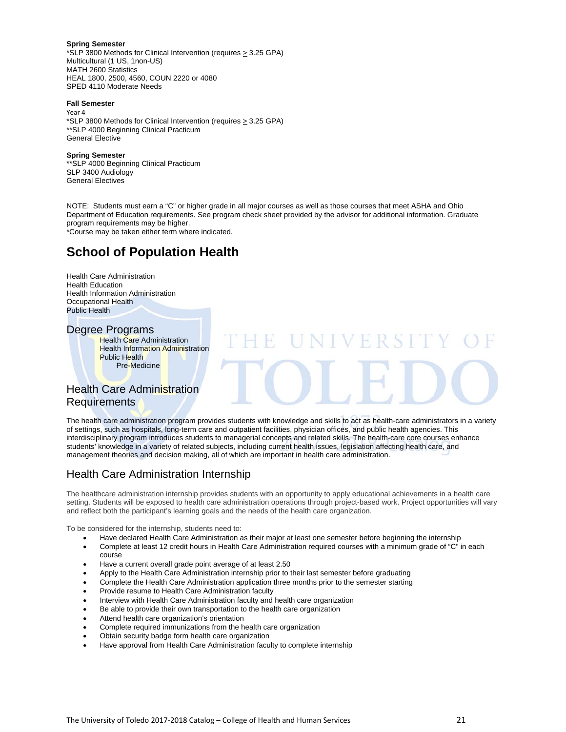**Spring Semester**
*SLP 3800 Methods for Clinical Intervention (requires ≥ 3.25 GPA)
Multicultural (1 US, 1non-US)
MATH 2600 Statistics
HEAL 1800, 2500, 4560, COUN 2220 or 4080
SPED 4110 Moderate Needs

**Fall Semester**
Year 4
*SLP 3800 Methods for Clinical Intervention (requires ≥ 3.25 GPA)
**SLP 4000 Beginning Clinical Practicum
General Elective

**Spring Semester**
**SLP 4000 Beginning Clinical Practicum
SLP 3400 Audiology
General Electives

NOTE: Students must earn a "C" or higher grade in all major courses as well as those courses that meet ASHA and Ohio Department of Education requirements. See program check sheet provided by the advisor for additional information. Graduate program requirements may be higher.
*Course may be taken either term where indicated.

# School of Population Health

Health Care Administration
Health Education
Health Information Administration
Occupational Health
Public Health

## Degree Programs

- Health Care Administration
- Health Information Administration
- Public Health
  - Pre-Medicine

## Health Care Administration Requirements

The health care administration program provides students with knowledge and skills to act as health-care administrators in a variety of settings, such as hospitals, long-term care and outpatient facilities, physician offices, and public health agencies. This interdisciplinary program introduces students to managerial concepts and related skills. The health-care core courses enhance students' knowledge in a variety of related subjects, including current health issues, legislation affecting health care, and management theories and decision making, all of which are important in health care administration.

## Health Care Administration Internship

The healthcare administration internship provides students with an opportunity to apply educational achievements in a health care setting. Students will be exposed to health care administration operations through project-based work. Project opportunities will vary and reflect both the participant's learning goals and the needs of the health care organization.

To be considered for the internship, students need to:

- Have declared Health Care Administration as their major at least one semester before beginning the internship
- Complete at least 12 credit hours in Health Care Administration required courses with a minimum grade of "C" in each course
- Have a current overall grade point average of at least 2.50
- Apply to the Health Care Administration internship prior to their last semester before graduating
- Complete the Health Care Administration application three months prior to the semester starting
- Provide resume to Health Care Administration faculty
- Interview with Health Care Administration faculty and health care organization
- Be able to provide their own transportation to the health care organization
- Attend health care organization's orientation
- Complete required immunizations from the health care organization
- Obtain security badge form health care organization
- Have approval from Health Care Administration faculty to complete internship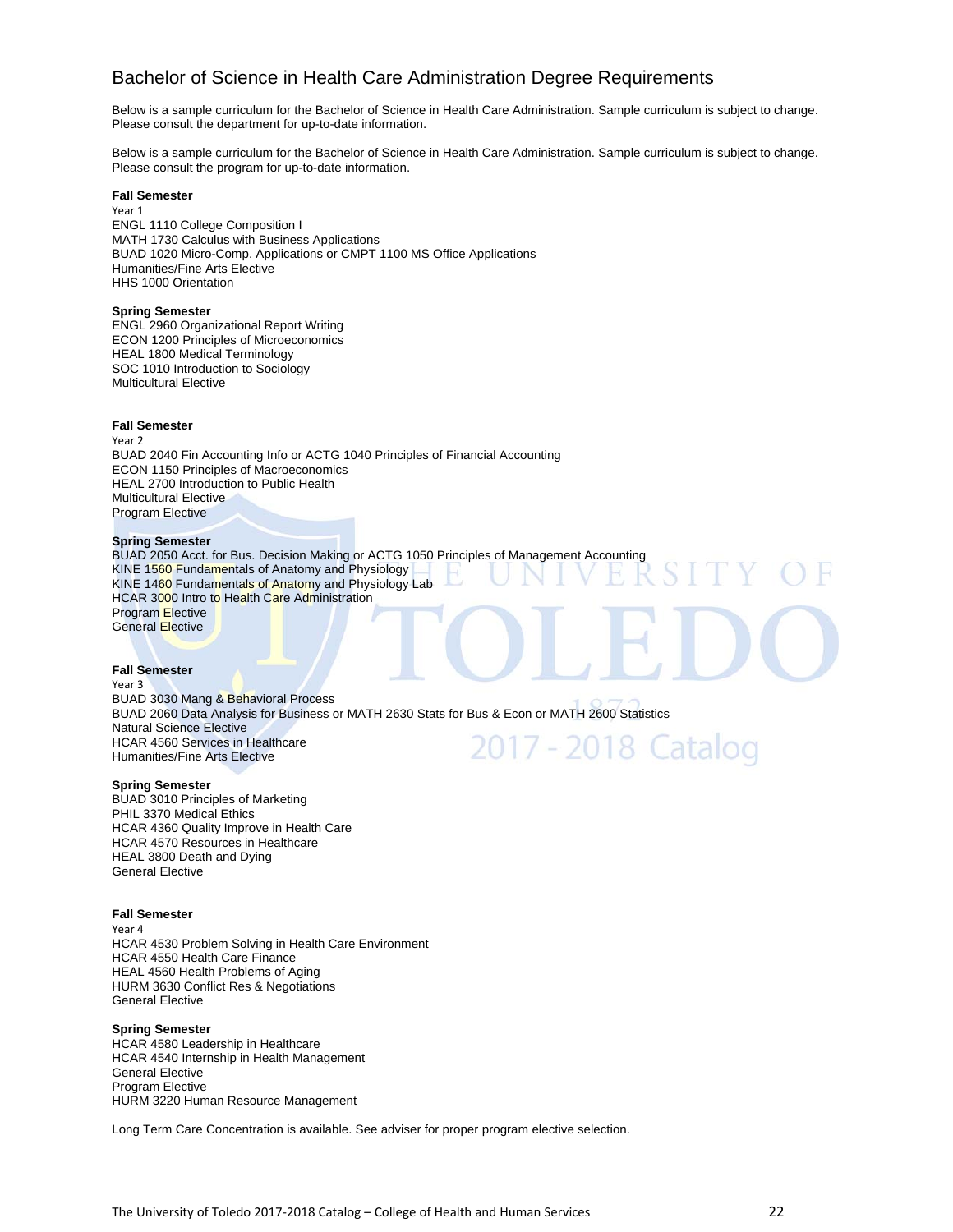## Bachelor of Science in Health Care Administration Degree Requirements

Below is a sample curriculum for the Bachelor of Science in Health Care Administration. Sample curriculum is subject to change. Please consult the department for up-to-date information.

Below is a sample curriculum for the Bachelor of Science in Health Care Administration. Sample curriculum is subject to change. Please consult the program for up-to-date information.

**Fall Semester**
Year 1
ENGL 1110 College Composition I
MATH 1730 Calculus with Business Applications
BUAD 1020 Micro-Comp. Applications or CMPT 1100 MS Office Applications
Humanities/Fine Arts Elective
HHS 1000 Orientation

**Spring Semester**
ENGL 2960 Organizational Report Writing
ECON 1200 Principles of Microeconomics
HEAL 1800 Medical Terminology
SOC 1010 Introduction to Sociology
Multicultural Elective

**Fall Semester**
Year 2
BUAD 2040 Fin Accounting Info or ACTG 1040 Principles of Financial Accounting
ECON 1150 Principles of Macroeconomics
HEAL 2700 Introduction to Public Health
Multicultural Elective
Program Elective

**Spring Semester**
BUAD 2050 Acct. for Bus. Decision Making or ACTG 1050 Principles of Management Accounting
KINE 1560 Fundamentals of Anatomy and Physiology
KINE 1460 Fundamentals of Anatomy and Physiology Lab
HCAR 3000 Intro to Health Care Administration
Program Elective
General Elective

**Fall Semester**
Year 3
BUAD 3030 Mang & Behavioral Process
BUAD 2060 Data Analysis for Business or MATH 2630 Stats for Bus & Econ or MATH 2600 Statistics
Natural Science Elective
HCAR 4560 Services in Healthcare
Humanities/Fine Arts Elective

**Spring Semester**
BUAD 3010 Principles of Marketing
PHIL 3370 Medical Ethics
HCAR 4360 Quality Improve in Health Care
HCAR 4570 Resources in Healthcare
HEAL 3800 Death and Dying
General Elective

**Fall Semester**
Year 4
HCAR 4530 Problem Solving in Health Care Environment
HCAR 4550 Health Care Finance
HEAL 4560 Health Problems of Aging
HURM 3630 Conflict Res & Negotiations
General Elective

**Spring Semester**
HCAR 4580 Leadership in Healthcare
HCAR 4540 Internship in Health Management
General Elective
Program Elective
HURM 3220 Human Resource Management

Long Term Care Concentration is available. See adviser for proper program elective selection.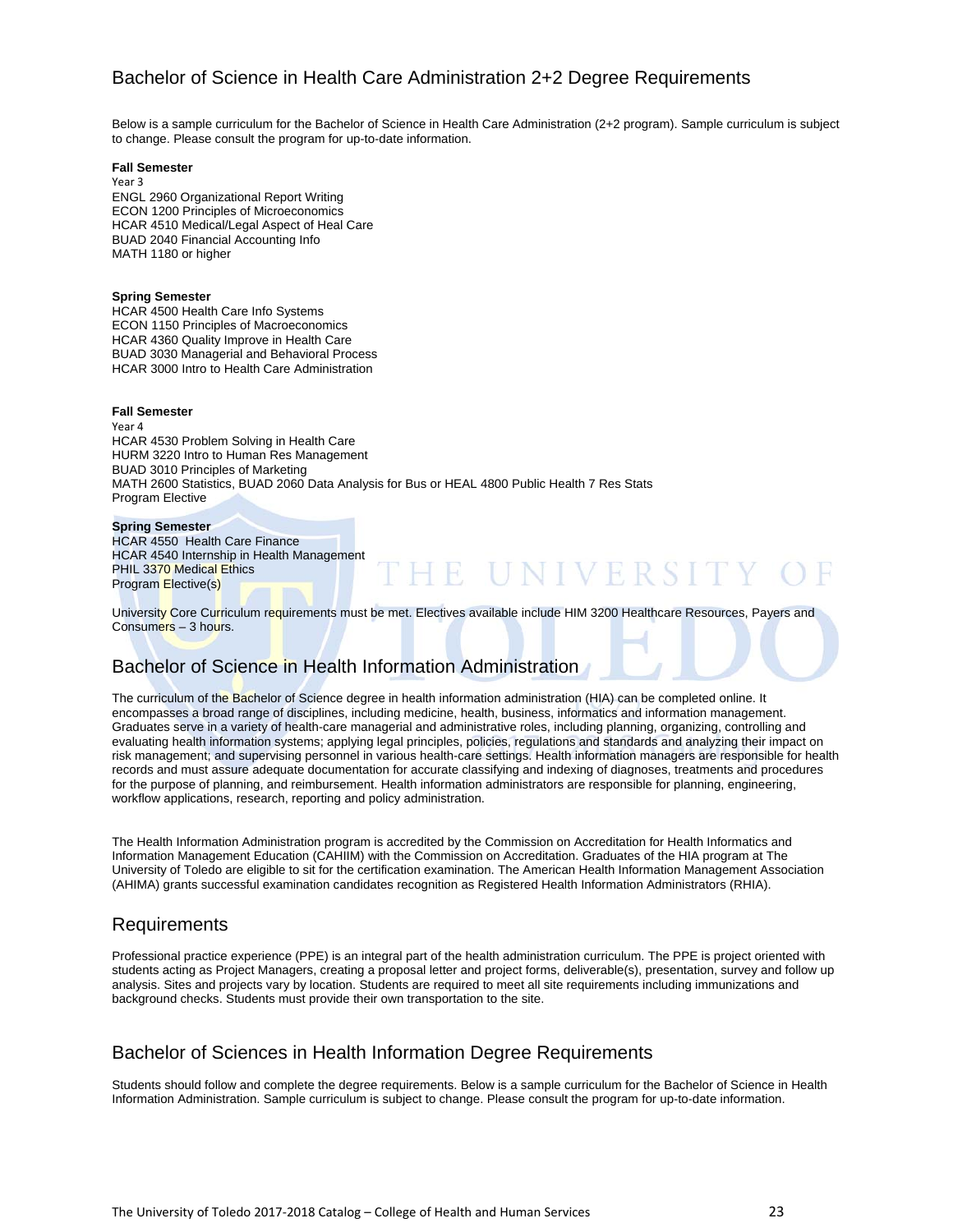## Bachelor of Science in Health Care Administration 2+2 Degree Requirements

Below is a sample curriculum for the Bachelor of Science in Health Care Administration (2+2 program). Sample curriculum is subject to change. Please consult the program for up-to-date information.

**Fall Semester**
Year 3
ENGL 2960 Organizational Report Writing
ECON 1200 Principles of Microeconomics
HCAR 4510 Medical/Legal Aspect of Heal Care
BUAD 2040 Financial Accounting Info
MATH 1180 or higher

**Spring Semester**
HCAR 4500 Health Care Info Systems
ECON 1150 Principles of Macroeconomics
HCAR 4360 Quality Improve in Health Care
BUAD 3030 Managerial and Behavioral Process
HCAR 3000 Intro to Health Care Administration

**Fall Semester**
Year 4
HCAR 4530 Problem Solving in Health Care
HURM 3220 Intro to Human Res Management
BUAD 3010 Principles of Marketing
MATH 2600 Statistics, BUAD 2060 Data Analysis for Bus or HEAL 4800 Public Health 7 Res Stats
Program Elective

**Spring Semester**
HCAR 4550 Health Care Finance
HCAR 4540 Internship in Health Management
PHIL 3370 Medical Ethics
Program Elective(s)

University Core Curriculum requirements must be met. Electives available include HIM 3200 Healthcare Resources, Payers and Consumers – 3 hours.

## Bachelor of Science in Health Information Administration

The curriculum of the Bachelor of Science degree in health information administration (HIA) can be completed online. It encompasses a broad range of disciplines, including medicine, health, business, informatics and information management. Graduates serve in a variety of health-care managerial and administrative roles, including planning, organizing, controlling and evaluating health information systems; applying legal principles, policies, regulations and standards and analyzing their impact on risk management; and supervising personnel in various health-care settings. Health information managers are responsible for health records and must assure adequate documentation for accurate classifying and indexing of diagnoses, treatments and procedures for the purpose of planning, and reimbursement. Health information administrators are responsible for planning, engineering, workflow applications, research, reporting and policy administration.

The Health Information Administration program is accredited by the Commission on Accreditation for Health Informatics and Information Management Education (CAHIIM) with the Commission on Accreditation. Graduates of the HIA program at The University of Toledo are eligible to sit for the certification examination. The American Health Information Management Association (AHIMA) grants successful examination candidates recognition as Registered Health Information Administrators (RHIA).

## Requirements

Professional practice experience (PPE) is an integral part of the health administration curriculum. The PPE is project oriented with students acting as Project Managers, creating a proposal letter and project forms, deliverable(s), presentation, survey and follow up analysis. Sites and projects vary by location. Students are required to meet all site requirements including immunizations and background checks. Students must provide their own transportation to the site.

## Bachelor of Sciences in Health Information Degree Requirements

Students should follow and complete the degree requirements. Below is a sample curriculum for the Bachelor of Science in Health Information Administration. Sample curriculum is subject to change. Please consult the program for up-to-date information.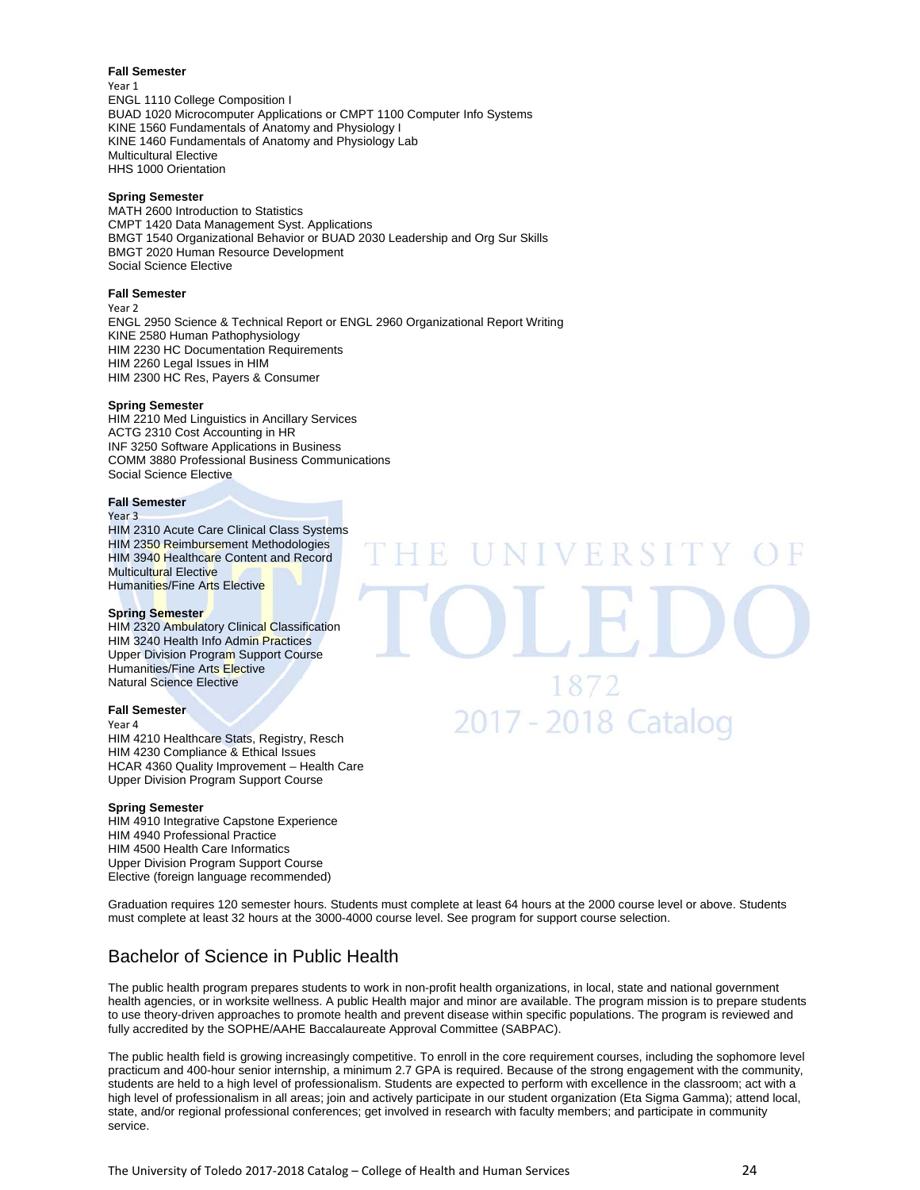**Fall Semester**
Year 1
ENGL 1110 College Composition I
BUAD 1020 Microcomputer Applications or CMPT 1100 Computer Info Systems
KINE 1560 Fundamentals of Anatomy and Physiology I
KINE 1460 Fundamentals of Anatomy and Physiology Lab
Multicultural Elective
HHS 1000 Orientation

**Spring Semester**
MATH 2600 Introduction to Statistics
CMPT 1420 Data Management Syst. Applications
BMGT 1540 Organizational Behavior or BUAD 2030 Leadership and Org Sur Skills
BMGT 2020 Human Resource Development
Social Science Elective

**Fall Semester**
Year 2
ENGL 2950 Science & Technical Report or ENGL 2960 Organizational Report Writing
KINE 2580 Human Pathophysiology
HIM 2230 HC Documentation Requirements
HIM 2260 Legal Issues in HIM
HIM 2300 HC Res, Payers & Consumer

**Spring Semester**
HIM 2210 Med Linguistics in Ancillary Services
ACTG 2310 Cost Accounting in HR
INF 3250 Software Applications in Business
COMM 3880 Professional Business Communications
Social Science Elective

**Fall Semester**
Year 3
HIM 2310 Acute Care Clinical Class Systems
HIM 2350 Reimbursement Methodologies
HIM 3940 Healthcare Content and Record
Multicultural Elective
Humanities/Fine Arts Elective

**Spring Semester**
HIM 2320 Ambulatory Clinical Classification
HIM 3240 Health Info Admin Practices
Upper Division Program Support Course
Humanities/Fine Arts Elective
Natural Science Elective

**Fall Semester**
Year 4
HIM 4210 Healthcare Stats, Registry, Resch
HIM 4230 Compliance & Ethical Issues
HCAR 4360 Quality Improvement – Health Care
Upper Division Program Support Course

**Spring Semester**
HIM 4910 Integrative Capstone Experience
HIM 4940 Professional Practice
HIM 4500 Health Care Informatics
Upper Division Program Support Course
Elective (foreign language recommended)

Graduation requires 120 semester hours. Students must complete at least 64 hours at the 2000 course level or above. Students must complete at least 32 hours at the 3000-4000 course level. See program for support course selection.

## Bachelor of Science in Public Health

The public health program prepares students to work in non-profit health organizations, in local, state and national government health agencies, or in worksite wellness. A public Health major and minor are available. The program mission is to prepare students to use theory-driven approaches to promote health and prevent disease within specific populations. The program is reviewed and fully accredited by the SOPHE/AAHE Baccalaureate Approval Committee (SABPAC).

The public health field is growing increasingly competitive. To enroll in the core requirement courses, including the sophomore level practicum and 400-hour senior internship, a minimum 2.7 GPA is required. Because of the strong engagement with the community, students are held to a high level of professionalism. Students are expected to perform with excellence in the classroom; act with a high level of professionalism in all areas; join and actively participate in our student organization (Eta Sigma Gamma); attend local, state, and/or regional professional conferences; get involved in research with faculty members; and participate in community service.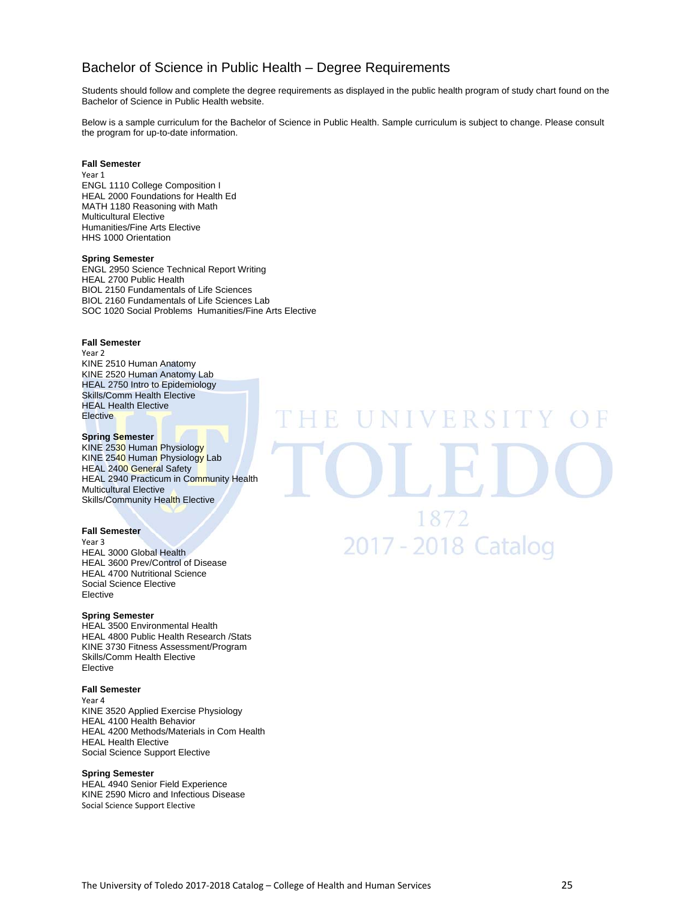## Bachelor of Science in Public Health – Degree Requirements

Students should follow and complete the degree requirements as displayed in the public health program of study chart found on the Bachelor of Science in Public Health website.

Below is a sample curriculum for the Bachelor of Science in Public Health. Sample curriculum is subject to change. Please consult the program for up-to-date information.

**Fall Semester**
Year 1
ENGL 1110 College Composition I
HEAL 2000 Foundations for Health Ed
MATH 1180 Reasoning with Math
Multicultural Elective
Humanities/Fine Arts Elective
HHS 1000 Orientation

**Spring Semester**
ENGL 2950 Science Technical Report Writing
HEAL 2700 Public Health
BIOL 2150 Fundamentals of Life Sciences
BIOL 2160 Fundamentals of Life Sciences Lab
SOC 1020 Social Problems Humanities/Fine Arts Elective

**Fall Semester**
Year 2
KINE 2510 Human Anatomy
KINE 2520 Human Anatomy Lab
HEAL 2750 Intro to Epidemiology
Skills/Comm Health Elective
HEAL Health Elective
Elective

**Spring Semester**
KINE 2530 Human Physiology
KINE 2540 Human Physiology Lab
HEAL 2400 General Safety
HEAL 2940 Practicum in Community Health
Multicultural Elective
Skills/Community Health Elective

**Fall Semester**
Year 3
HEAL 3000 Global Health
HEAL 3600 Prev/Control of Disease
HEAL 4700 Nutritional Science
Social Science Elective
Elective

**Spring Semester**
HEAL 3500 Environmental Health
HEAL 4800 Public Health Research /Stats
KINE 3730 Fitness Assessment/Program
Skills/Comm Health Elective
Elective

**Fall Semester**
Year 4
KINE 3520 Applied Exercise Physiology
HEAL 4100 Health Behavior
HEAL 4200 Methods/Materials in Com Health
HEAL Health Elective
Social Science Support Elective

**Spring Semester**
HEAL 4940 Senior Field Experience
KINE 2590 Micro and Infectious Disease
Social Science Support Elective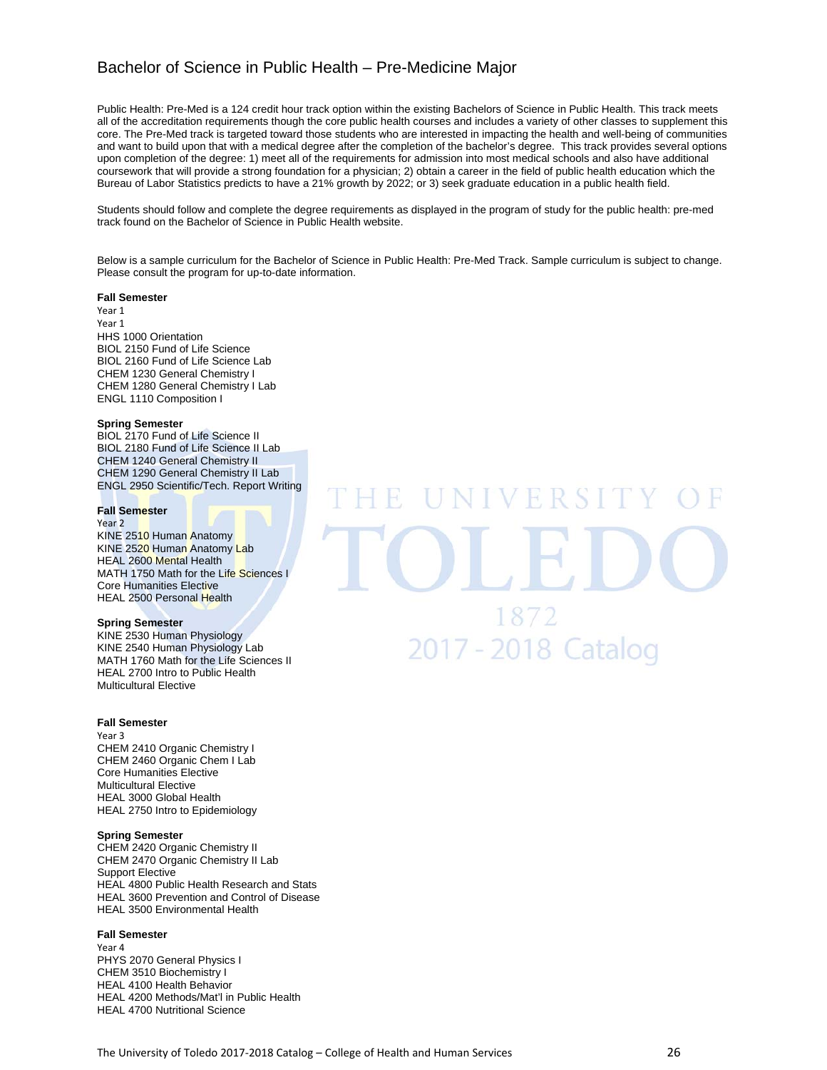## Bachelor of Science in Public Health – Pre-Medicine Major

Public Health: Pre-Med is a 124 credit hour track option within the existing Bachelors of Science in Public Health. This track meets all of the accreditation requirements though the core public health courses and includes a variety of other classes to supplement this core. The Pre-Med track is targeted toward those students who are interested in impacting the health and well-being of communities and want to build upon that with a medical degree after the completion of the bachelor's degree. This track provides several options upon completion of the degree: 1) meet all of the requirements for admission into most medical schools and also have additional coursework that will provide a strong foundation for a physician; 2) obtain a career in the field of public health education which the Bureau of Labor Statistics predicts to have a 21% growth by 2022; or 3) seek graduate education in a public health field.

Students should follow and complete the degree requirements as displayed in the program of study for the public health: pre-med track found on the Bachelor of Science in Public Health website.

Below is a sample curriculum for the Bachelor of Science in Public Health: Pre-Med Track. Sample curriculum is subject to change. Please consult the program for up-to-date information.

**Fall Semester**
Year 1
Year 1
HHS 1000 Orientation
BIOL 2150 Fund of Life Science
BIOL 2160 Fund of Life Science Lab
CHEM 1230 General Chemistry I
CHEM 1280 General Chemistry I Lab
ENGL 1110 Composition I

**Spring Semester**
BIOL 2170 Fund of Life Science II
BIOL 2180 Fund of Life Science II Lab
CHEM 1240 General Chemistry II
CHEM 1290 General Chemistry II Lab
ENGL 2950 Scientific/Tech. Report Writing

**Fall Semester**
Year 2
KINE 2510 Human Anatomy
KINE 2520 Human Anatomy Lab
HEAL 2600 Mental Health
MATH 1750 Math for the Life Sciences I
Core Humanities Elective
HEAL 2500 Personal Health

**Spring Semester**
KINE 2530 Human Physiology
KINE 2540 Human Physiology Lab
MATH 1760 Math for the Life Sciences II
HEAL 2700 Intro to Public Health
Multicultural Elective

**Fall Semester**
Year 3
CHEM 2410 Organic Chemistry I
CHEM 2460 Organic Chem I Lab
Core Humanities Elective
Multicultural Elective
HEAL 3000 Global Health
HEAL 2750 Intro to Epidemiology

**Spring Semester**
CHEM 2420 Organic Chemistry II
CHEM 2470 Organic Chemistry II Lab
Support Elective
HEAL 4800 Public Health Research and Stats
HEAL 3600 Prevention and Control of Disease
HEAL 3500 Environmental Health

**Fall Semester**
Year 4
PHYS 2070 General Physics I
CHEM 3510 Biochemistry I
HEAL 4100 Health Behavior
HEAL 4200 Methods/Mat'l in Public Health
HEAL 4700 Nutritional Science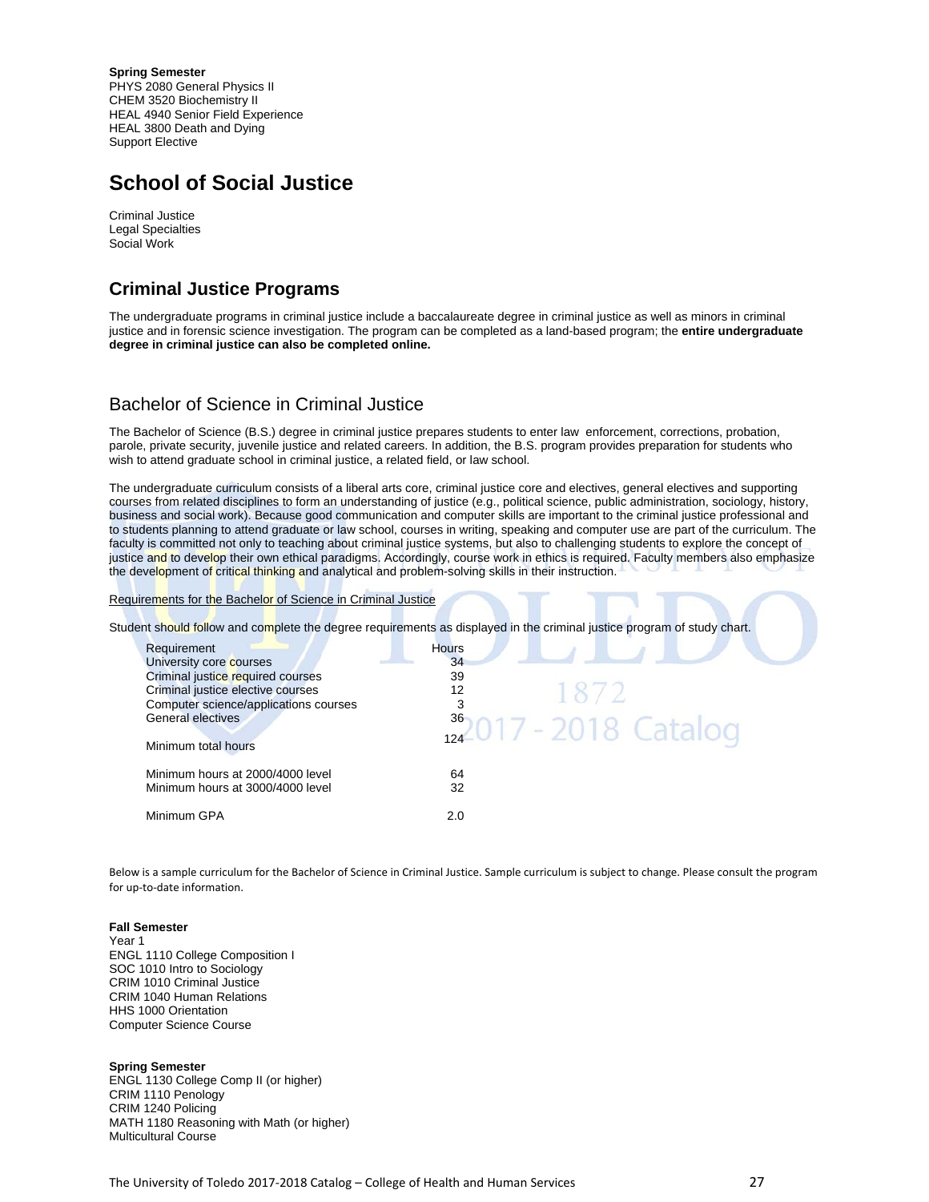**Spring Semester**
PHYS 2080 General Physics II
CHEM 3520 Biochemistry II
HEAL 4940 Senior Field Experience
HEAL 3800 Death and Dying
Support Elective

# School of Social Justice

Criminal Justice
Legal Specialties
Social Work

## Criminal Justice Programs

The undergraduate programs in criminal justice include a baccalaureate degree in criminal justice as well as minors in criminal justice and in forensic science investigation. The program can be completed as a land-based program; the **entire undergraduate degree in criminal justice can also be completed online.**

### Bachelor of Science in Criminal Justice

The Bachelor of Science (B.S.) degree in criminal justice prepares students to enter law enforcement, corrections, probation, parole, private security, juvenile justice and related careers. In addition, the B.S. program provides preparation for students who wish to attend graduate school in criminal justice, a related field, or law school.

The undergraduate curriculum consists of a liberal arts core, criminal justice core and electives, general electives and supporting courses from related disciplines to form an understanding of justice (e.g., political science, public administration, sociology, history, business and social work). Because good communication and computer skills are important to the criminal justice professional and to students planning to attend graduate or law school, courses in writing, speaking and computer use are part of the curriculum. The faculty is committed not only to teaching about criminal justice systems, but also to challenging students to explore the concept of justice and to develop their own ethical paradigms. Accordingly, course work in ethics is required. Faculty members also emphasize the development of critical thinking and analytical and problem-solving skills in their instruction.

Requirements for the Bachelor of Science in Criminal Justice

Student should follow and complete the degree requirements as displayed in the criminal justice program of study chart.

| Requirement | Hours |
|---|---|
| University core courses | 34 |
| Criminal justice required courses | 39 |
| Criminal justice elective courses | 12 |
| Computer science/applications courses | 3 |
| General electives | 36 |
| Minimum total hours | 124 |
| Minimum hours at 2000/4000 level | 64 |
| Minimum hours at 3000/4000 level | 32 |
| Minimum GPA | 2.0 |

Below is a sample curriculum for the Bachelor of Science in Criminal Justice. Sample curriculum is subject to change. Please consult the program for up-to-date information.

**Fall Semester**
Year 1
ENGL 1110 College Composition I
SOC 1010 Intro to Sociology
CRIM 1010 Criminal Justice
CRIM 1040 Human Relations
HHS 1000 Orientation
Computer Science Course

**Spring Semester**
ENGL 1130 College Comp II (or higher)
CRIM 1110 Penology
CRIM 1240 Policing
MATH 1180 Reasoning with Math (or higher)
Multicultural Course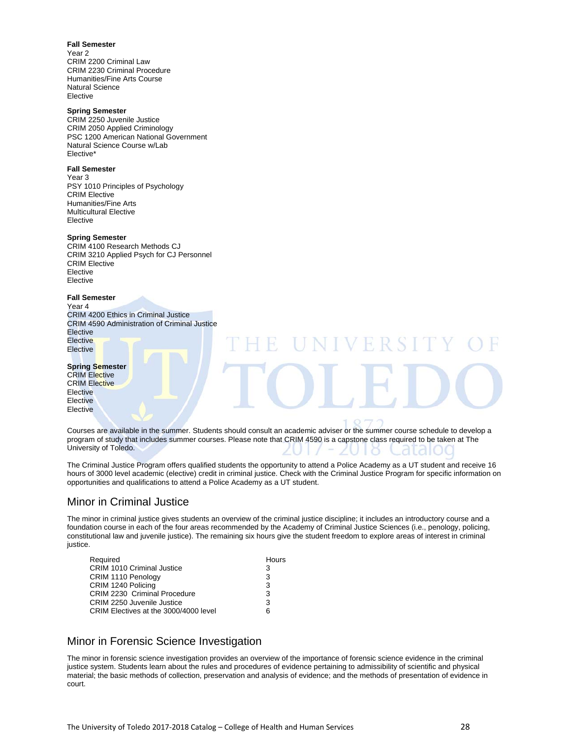**Fall Semester**
Year 2
CRIM 2200 Criminal Law
CRIM 2230 Criminal Procedure
Humanities/Fine Arts Course
Natural Science
Elective

**Spring Semester**
CRIM 2250 Juvenile Justice
CRIM 2050 Applied Criminology
PSC 1200 American National Government
Natural Science Course w/Lab
Elective*

**Fall Semester**
Year 3
PSY 1010 Principles of Psychology
CRIM Elective
Humanities/Fine Arts
Multicultural Elective
Elective

**Spring Semester**
CRIM 4100 Research Methods CJ
CRIM 3210 Applied Psych for CJ Personnel
CRIM Elective
Elective
Elective

**Fall Semester**
Year 4
CRIM 4200 Ethics in Criminal Justice
CRIM 4590 Administration of Criminal Justice
Elective
Elective
Elective

**Spring Semester**
CRIM Elective
CRIM Elective
Elective
Elective
Elective

Courses are available in the summer. Students should consult an academic adviser or the summer course schedule to develop a program of study that includes summer courses. Please note that CRIM 4590 is a capstone class required to be taken at The University of Toledo.

The Criminal Justice Program offers qualified students the opportunity to attend a Police Academy as a UT student and receive 16 hours of 3000 level academic (elective) credit in criminal justice. Check with the Criminal Justice Program for specific information on opportunities and qualifications to attend a Police Academy as a UT student.

## Minor in Criminal Justice

The minor in criminal justice gives students an overview of the criminal justice discipline; it includes an introductory course and a foundation course in each of the four areas recommended by the Academy of Criminal Justice Sciences (i.e., penology, policing, constitutional law and juvenile justice). The remaining six hours give the student freedom to explore areas of interest in criminal justice.

| Required | Hours |
|---|---|
| CRIM 1010 Criminal Justice | 3 |
| CRIM 1110 Penology | 3 |
| CRIM 1240 Policing | 3 |
| CRIM 2230 Criminal Procedure | 3 |
| CRIM 2250 Juvenile Justice | 3 |
| CRIM Electives at the 3000/4000 level | 6 |

## Minor in Forensic Science Investigation

The minor in forensic science investigation provides an overview of the importance of forensic science evidence in the criminal justice system. Students learn about the rules and procedures of evidence pertaining to admissibility of scientific and physical material; the basic methods of collection, preservation and analysis of evidence; and the methods of presentation of evidence in court.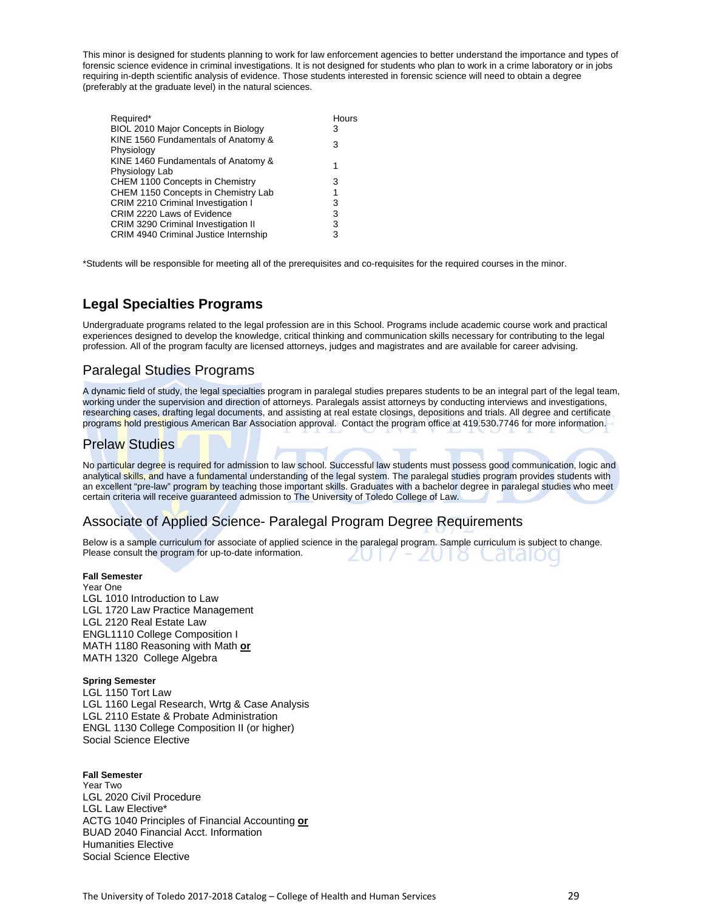This minor is designed for students planning to work for law enforcement agencies to better understand the importance and types of forensic science evidence in criminal investigations. It is not designed for students who plan to work in a crime laboratory or in jobs requiring in-depth scientific analysis of evidence. Those students interested in forensic science will need to obtain a degree (preferably at the graduate level) in the natural sciences.

| Required* | Hours |
|---|---|
| BIOL 2010 Major Concepts in Biology | 3 |
| KINE 1560 Fundamentals of Anatomy & Physiology | 3 |
| KINE 1460 Fundamentals of Anatomy & Physiology Lab | 1 |
| CHEM 1100 Concepts in Chemistry | 3 |
| CHEM 1150 Concepts in Chemistry Lab | 1 |
| CRIM 2210 Criminal Investigation I | 3 |
| CRIM 2220 Laws of Evidence | 3 |
| CRIM 3290 Criminal Investigation II | 3 |
| CRIM 4940 Criminal Justice Internship | 3 |

*Students will be responsible for meeting all of the prerequisites and co-requisites for the required courses in the minor.

## Legal Specialties Programs

Undergraduate programs related to the legal profession are in this School. Programs include academic course work and practical experiences designed to develop the knowledge, critical thinking and communication skills necessary for contributing to the legal profession. All of the program faculty are licensed attorneys, judges and magistrates and are available for career advising.

### Paralegal Studies Programs

A dynamic field of study, the legal specialties program in paralegal studies prepares students to be an integral part of the legal team, working under the supervision and direction of attorneys. Paralegals assist attorneys by conducting interviews and investigations, researching cases, drafting legal documents, and assisting at real estate closings, depositions and trials. All degree and certificate programs hold prestigious American Bar Association approval. Contact the program office at 419.530.7746 for more information.

### Prelaw Studies

No particular degree is required for admission to law school. Successful law students must possess good communication, logic and analytical skills, and have a fundamental understanding of the legal system. The paralegal studies program provides students with an excellent "pre-law" program by teaching those important skills. Graduates with a bachelor degree in paralegal studies who meet certain criteria will receive guaranteed admission to The University of Toledo College of Law.

### Associate of Applied Science- Paralegal Program Degree Requirements

Below is a sample curriculum for associate of applied science in the paralegal program. Sample curriculum is subject to change. Please consult the program for up-to-date information.

**Fall Semester**
Year One
LGL 1010 Introduction to Law
LGL 1720 Law Practice Management
LGL 2120 Real Estate Law
ENGL1110 College Composition I
MATH 1180 Reasoning with Math **or**
MATH 1320 College Algebra

**Spring Semester**
LGL 1150 Tort Law
LGL 1160 Legal Research, Wrtg & Case Analysis
LGL 2110 Estate & Probate Administration
ENGL 1130 College Composition II (or higher)
Social Science Elective

**Fall Semester**
Year Two
LGL 2020 Civil Procedure
LGL Law Elective*
ACTG 1040 Principles of Financial Accounting **or**
BUAD 2040 Financial Acct. Information
Humanities Elective
Social Science Elective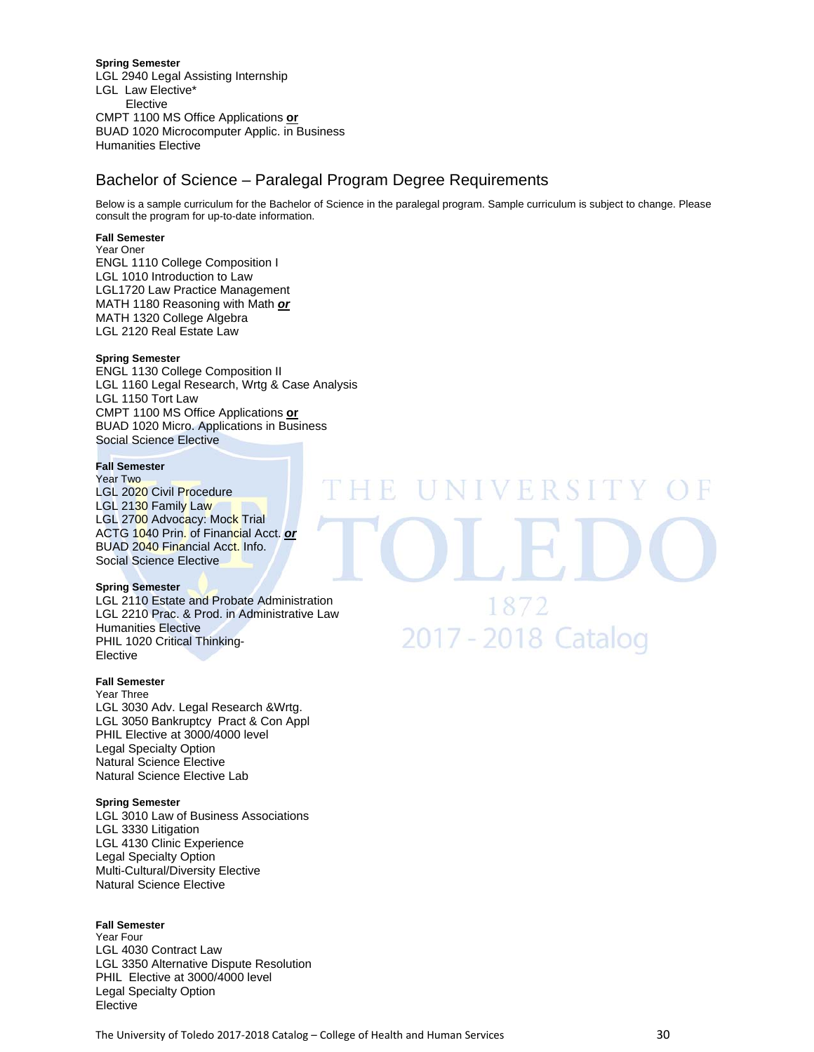**Spring Semester**
LGL 2940 Legal Assisting Internship
LGL  Law Elective*
Elective
CMPT 1100 MS Office Applications **or**
BUAD 1020 Microcomputer Applic. in Business
Humanities Elective

## Bachelor of Science – Paralegal Program Degree Requirements

Below is a sample curriculum for the Bachelor of Science in the paralegal program. Sample curriculum is subject to change. Please consult the program for up-to-date information.

**Fall Semester**
Year Oner
ENGL 1110 College Composition I
LGL 1010 Introduction to Law
LGL1720 Law Practice Management
MATH 1180 Reasoning with Math ***or***
MATH 1320 College Algebra
LGL 2120 Real Estate Law

**Spring Semester**
ENGL 1130 College Composition II
LGL 1160 Legal Research, Wrtg & Case Analysis
LGL 1150 Tort Law
CMPT 1100 MS Office Applications **or**
BUAD 1020 Micro. Applications in Business
Social Science Elective

**Fall Semester**
Year Two
LGL 2020 Civil Procedure
LGL 2130 Family Law
LGL 2700 Advocacy: Mock Trial
ACTG 1040 Prin. of Financial Acct. ***or***
BUAD 2040 Financial Acct. Info.
Social Science Elective

**Spring Semester**
LGL 2110 Estate and Probate Administration
LGL 2210 Prac. & Prod. in Administrative Law
Humanities Elective
PHIL 1020 Critical Thinking-
Elective

**Fall Semester**
Year Three
LGL 3030 Adv. Legal Research &Wrtg.
LGL 3050 Bankruptcy  Pract & Con Appl
PHIL Elective at 3000/4000 level
Legal Specialty Option
Natural Science Elective
Natural Science Elective Lab

**Spring Semester**
LGL 3010 Law of Business Associations
LGL 3330 Litigation
LGL 4130 Clinic Experience
Legal Specialty Option
Multi-Cultural/Diversity Elective
Natural Science Elective

**Fall Semester**
Year Four
LGL 4030 Contract Law
LGL 3350 Alternative Dispute Resolution
PHIL  Elective at 3000/4000 level
Legal Specialty Option
Elective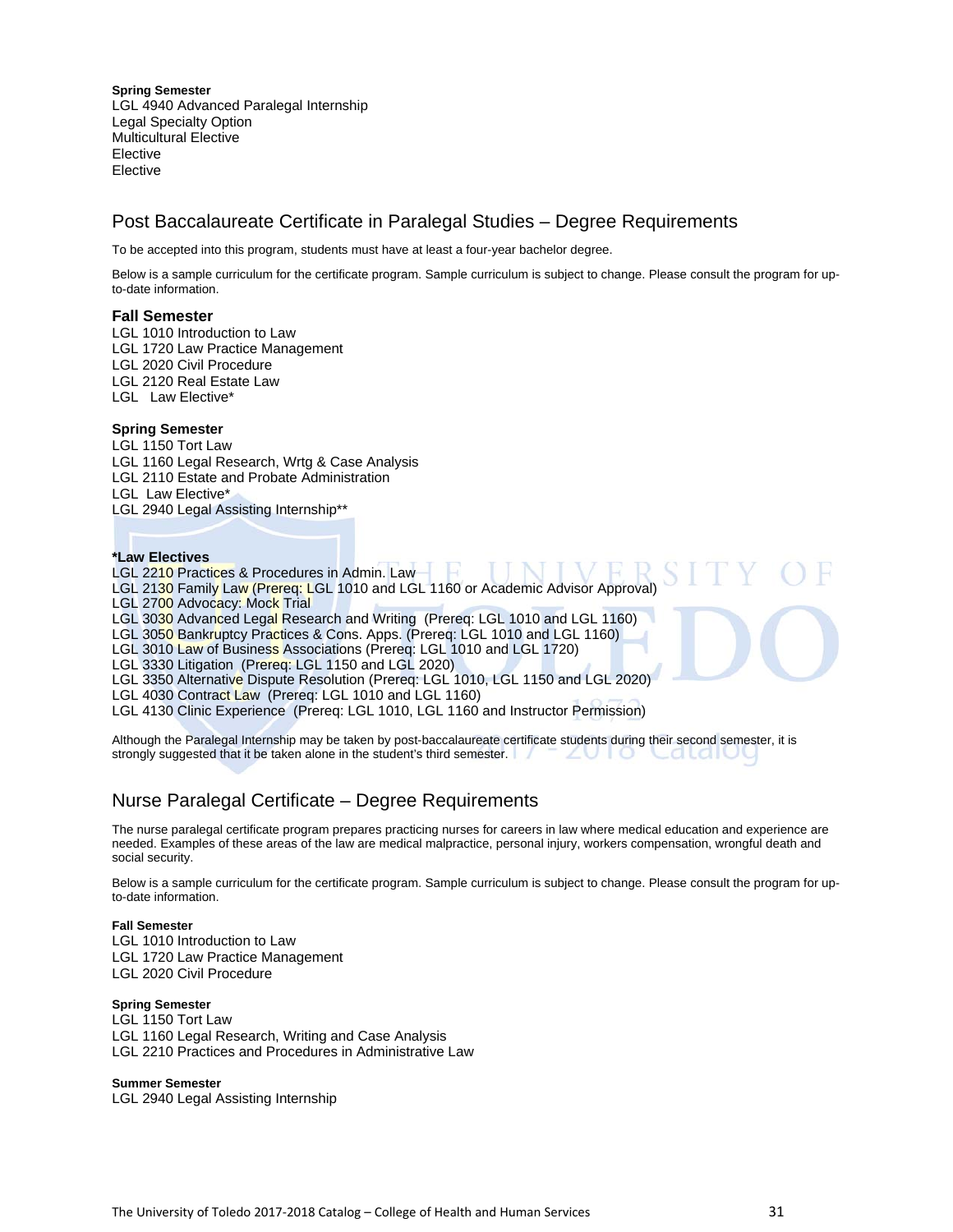**Spring Semester**
LGL 4940 Advanced Paralegal Internship
Legal Specialty Option
Multicultural Elective
Elective
Elective

## Post Baccalaureate Certificate in Paralegal Studies – Degree Requirements

To be accepted into this program, students must have at least a four-year bachelor degree.

Below is a sample curriculum for the certificate program. Sample curriculum is subject to change. Please consult the program for up-to-date information.

**Fall Semester**
LGL 1010 Introduction to Law
LGL 1720 Law Practice Management
LGL 2020 Civil Procedure
LGL 2120 Real Estate Law
LGL   Law Elective*

**Spring Semester**
LGL 1150 Tort Law
LGL 1160 Legal Research, Wrtg & Case Analysis
LGL 2110 Estate and Probate Administration
LGL  Law Elective*
LGL 2940 Legal Assisting Internship**

***Law Electives**
LGL 2210 Practices & Procedures in Admin. Law
LGL 2130 Family Law (Prereq: LGL 1010 and LGL 1160 or Academic Advisor Approval)
LGL 2700 Advocacy: Mock Trial
LGL 3030 Advanced Legal Research and Writing  (Prereq: LGL 1010 and LGL 1160)
LGL 3050 Bankruptcy Practices & Cons. Apps. (Prereq: LGL 1010 and LGL 1160)
LGL 3010 Law of Business Associations (Prereq: LGL 1010 and LGL 1720)
LGL 3330 Litigation  (Prereq: LGL 1150 and LGL 2020)
LGL 3350 Alternative Dispute Resolution (Prereq: LGL 1010, LGL 1150 and LGL 2020)
LGL 4030 Contract Law  (Prereq: LGL 1010 and LGL 1160)
LGL 4130 Clinic Experience  (Prereq: LGL 1010, LGL 1160 and Instructor Permission)

Although the Paralegal Internship may be taken by post-baccalaureate certificate students during their second semester, it is strongly suggested that it be taken alone in the student's third semester.

## Nurse Paralegal Certificate – Degree Requirements

The nurse paralegal certificate program prepares practicing nurses for careers in law where medical education and experience are needed. Examples of these areas of the law are medical malpractice, personal injury, workers compensation, wrongful death and social security.

Below is a sample curriculum for the certificate program. Sample curriculum is subject to change. Please consult the program for up-to-date information.

**Fall Semester**
LGL 1010 Introduction to Law
LGL 1720 Law Practice Management
LGL 2020 Civil Procedure

**Spring Semester**
LGL 1150 Tort Law
LGL 1160 Legal Research, Writing and Case Analysis
LGL 2210 Practices and Procedures in Administrative Law

**Summer Semester**
LGL 2940 Legal Assisting Internship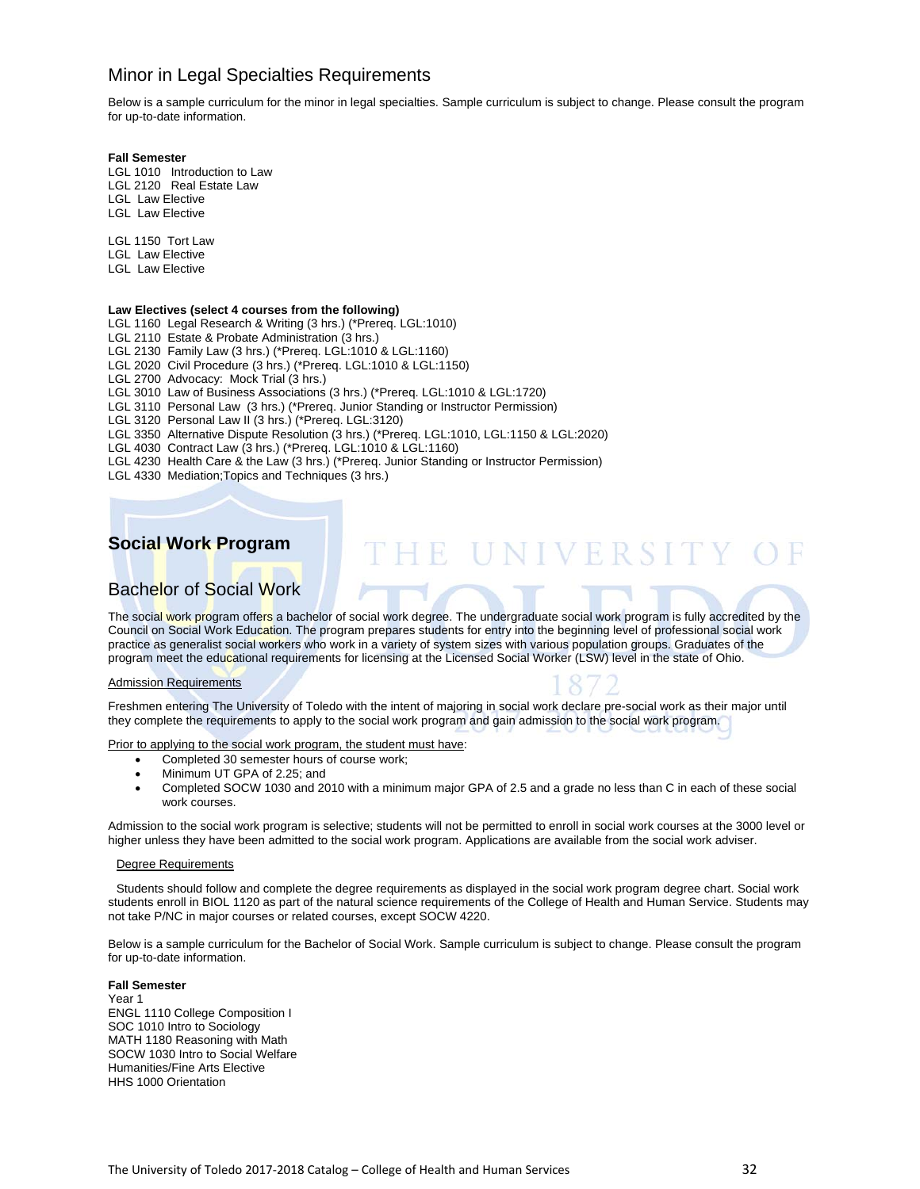## Minor in Legal Specialties Requirements

Below is a sample curriculum for the minor in legal specialties. Sample curriculum is subject to change. Please consult the program for up-to-date information.

**Fall Semester**
LGL 1010 Introduction to Law
LGL 2120 Real Estate Law
LGL Law Elective
LGL Law Elective

LGL 1150 Tort Law
LGL Law Elective
LGL Law Elective

**Law Electives (select 4 courses from the following)**
LGL 1160 Legal Research & Writing (3 hrs.) (*Prereq. LGL:1010)
LGL 2110 Estate & Probate Administration (3 hrs.)
LGL 2130 Family Law (3 hrs.) (*Prereq. LGL:1010 & LGL:1160)
LGL 2020 Civil Procedure (3 hrs.) (*Prereq. LGL:1010 & LGL:1150)
LGL 2700 Advocacy: Mock Trial (3 hrs.)
LGL 3010 Law of Business Associations (3 hrs.) (*Prereq. LGL:1010 & LGL:1720)
LGL 3110 Personal Law (3 hrs.) (*Prereq. Junior Standing or Instructor Permission)
LGL 3120 Personal Law II (3 hrs.) (*Prereq. LGL:3120)
LGL 3350 Alternative Dispute Resolution (3 hrs.) (*Prereq. LGL:1010, LGL:1150 & LGL:2020)
LGL 4030 Contract Law (3 hrs.) (*Prereq. LGL:1010 & LGL:1160)
LGL 4230 Health Care & the Law (3 hrs.) (*Prereq. Junior Standing or Instructor Permission)
LGL 4330 Mediation;Topics and Techniques (3 hrs.)

# Social Work Program

## Bachelor of Social Work

The social work program offers a bachelor of social work degree. The undergraduate social work program is fully accredited by the Council on Social Work Education. The program prepares students for entry into the beginning level of professional social work practice as generalist social workers who work in a variety of system sizes with various population groups. Graduates of the program meet the educational requirements for licensing at the Licensed Social Worker (LSW) level in the state of Ohio.

Admission Requirements

Freshmen entering The University of Toledo with the intent of majoring in social work declare pre-social work as their major until they complete the requirements to apply to the social work program and gain admission to the social work program.

Prior to applying to the social work program, the student must have:

- Completed 30 semester hours of course work;
- Minimum UT GPA of 2.25; and
- Completed SOCW 1030 and 2010 with a minimum major GPA of 2.5 and a grade no less than C in each of these social work courses.

Admission to the social work program is selective; students will not be permitted to enroll in social work courses at the 3000 level or higher unless they have been admitted to the social work program. Applications are available from the social work adviser.

Degree Requirements

Students should follow and complete the degree requirements as displayed in the social work program degree chart. Social work students enroll in BIOL 1120 as part of the natural science requirements of the College of Health and Human Service. Students may not take P/NC in major courses or related courses, except SOCW 4220.

Below is a sample curriculum for the Bachelor of Social Work. Sample curriculum is subject to change. Please consult the program for up-to-date information.

**Fall Semester**
Year 1
ENGL 1110 College Composition I
SOC 1010 Intro to Sociology
MATH 1180 Reasoning with Math
SOCW 1030 Intro to Social Welfare
Humanities/Fine Arts Elective
HHS 1000 Orientation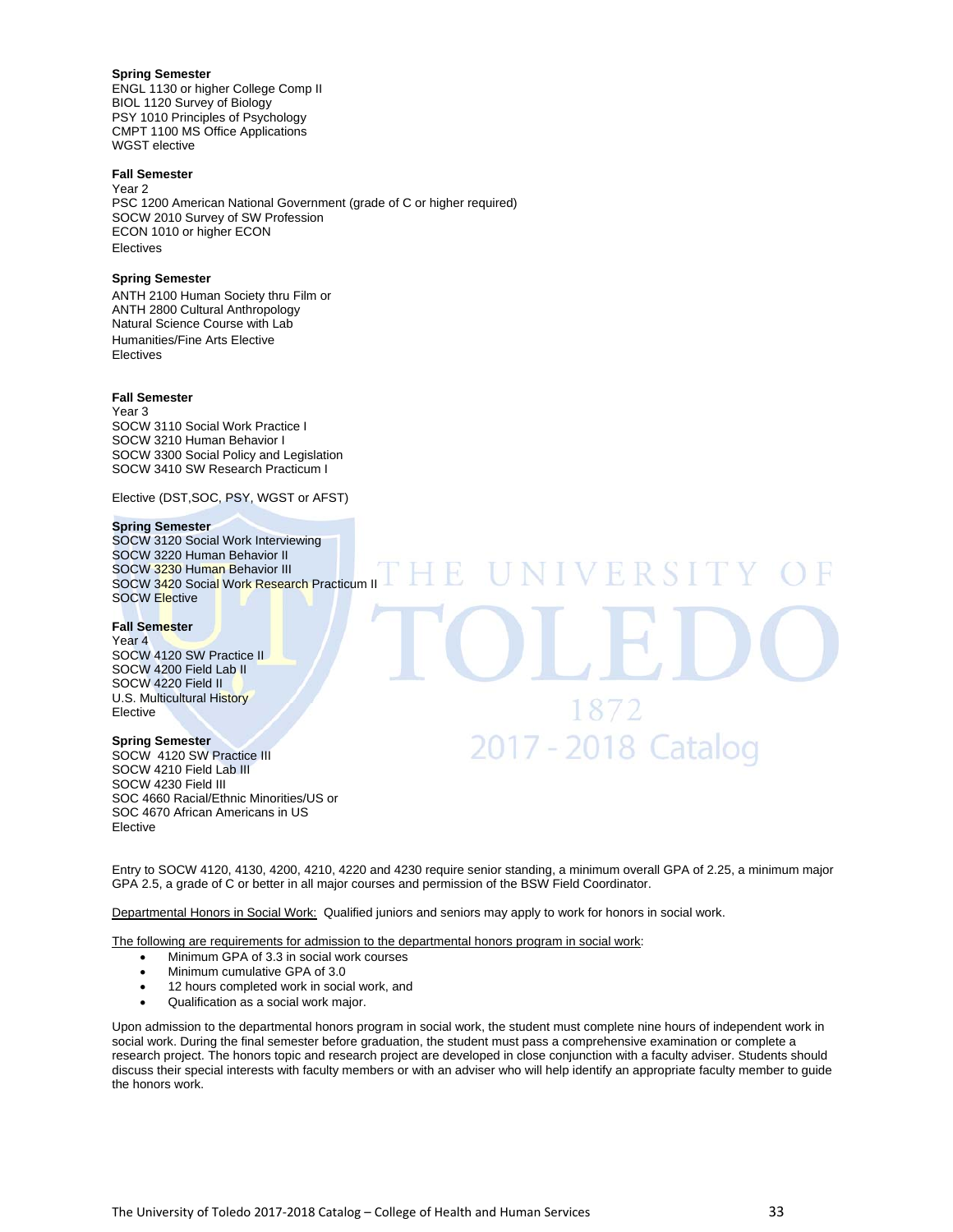**Spring Semester**
ENGL 1130 or higher College Comp II
BIOL 1120 Survey of Biology
PSY 1010 Principles of Psychology
CMPT 1100 MS Office Applications
WGST elective

**Fall Semester**
Year 2
PSC 1200 American National Government (grade of C or higher required)
SOCW 2010 Survey of SW Profession
ECON 1010 or higher ECON
Electives

**Spring Semester**
ANTH 2100 Human Society thru Film or
ANTH 2800 Cultural Anthropology
Natural Science Course with Lab
Humanities/Fine Arts Elective
Electives

**Fall Semester**
Year 3
SOCW 3110 Social Work Practice I
SOCW 3210 Human Behavior I
SOCW 3300 Social Policy and Legislation
SOCW 3410 SW Research Practicum I

Elective (DST,SOC, PSY, WGST or AFST)

**Spring Semester**
SOCW 3120 Social Work Interviewing
SOCW 3220 Human Behavior II
SOCW 3230 Human Behavior III
SOCW 3420 Social Work Research Practicum II
SOCW Elective

**Fall Semester**
Year 4
SOCW 4120 SW Practice II
SOCW 4200 Field Lab II
SOCW 4220 Field II
U.S. Multicultural History
Elective

**Spring Semester**
SOCW 4120 SW Practice III
SOCW 4210 Field Lab III
SOCW 4230 Field III
SOC 4660 Racial/Ethnic Minorities/US or
SOC 4670 African Americans in US
Elective

Entry to SOCW 4120, 4130, 4200, 4210, 4220 and 4230 require senior standing, a minimum overall GPA of 2.25, a minimum major GPA 2.5, a grade of C or better in all major courses and permission of the BSW Field Coordinator.

Departmental Honors in Social Work: Qualified juniors and seniors may apply to work for honors in social work.

The following are requirements for admission to the departmental honors program in social work:

- Minimum GPA of 3.3 in social work courses
- Minimum cumulative GPA of 3.0
- 12 hours completed work in social work, and
- Qualification as a social work major.

Upon admission to the departmental honors program in social work, the student must complete nine hours of independent work in social work. During the final semester before graduation, the student must pass a comprehensive examination or complete a research project. The honors topic and research project are developed in close conjunction with a faculty adviser. Students should discuss their special interests with faculty members or with an adviser who will help identify an appropriate faculty member to guide the honors work.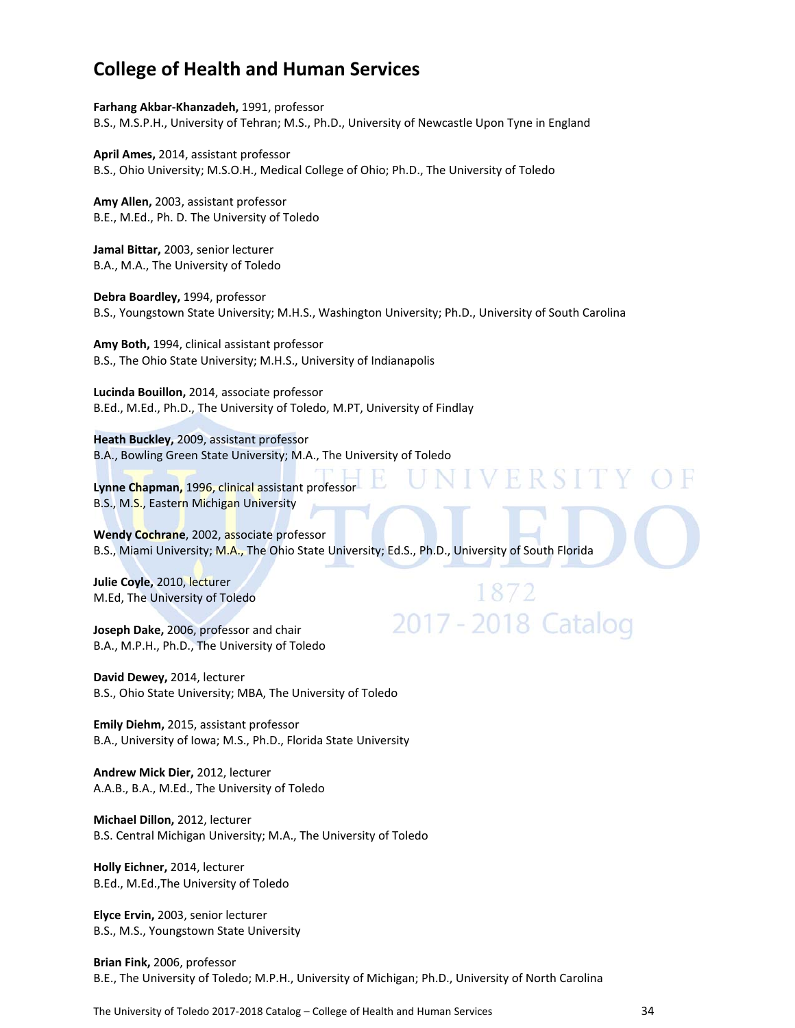## College of Health and Human Services

**Farhang Akbar-Khanzadeh,** 1991, professor
B.S., M.S.P.H., University of Tehran; M.S., Ph.D., University of Newcastle Upon Tyne in England

**April Ames,** 2014, assistant professor
B.S., Ohio University; M.S.O.H., Medical College of Ohio; Ph.D., The University of Toledo

**Amy Allen,** 2003, assistant professor
B.E., M.Ed., Ph. D. The University of Toledo

**Jamal Bittar,** 2003, senior lecturer
B.A., M.A., The University of Toledo

**Debra Boardley,** 1994, professor
B.S., Youngstown State University; M.H.S., Washington University; Ph.D., University of South Carolina

**Amy Both,** 1994, clinical assistant professor
B.S., The Ohio State University; M.H.S., University of Indianapolis

**Lucinda Bouillon,** 2014, associate professor
B.Ed., M.Ed., Ph.D., The University of Toledo, M.PT, University of Findlay

**Heath Buckley,** 2009, assistant professor
B.A., Bowling Green State University; M.A., The University of Toledo

**Lynne Chapman,** 1996, clinical assistant professor
B.S., M.S., Eastern Michigan University

**Wendy Cochrane**, 2002, associate professor
B.S., Miami University; M.A., The Ohio State University; Ed.S., Ph.D., University of South Florida

**Julie Coyle,** 2010, lecturer
M.Ed, The University of Toledo

**Joseph Dake,** 2006, professor and chair
B.A., M.P.H., Ph.D., The University of Toledo

**David Dewey,** 2014, lecturer
B.S., Ohio State University; MBA, The University of Toledo

**Emily Diehm,** 2015, assistant professor
B.A., University of Iowa; M.S., Ph.D., Florida State University

**Andrew Mick Dier,** 2012, lecturer
A.A.B., B.A., M.Ed., The University of Toledo

**Michael Dillon,** 2012, lecturer
B.S. Central Michigan University; M.A., The University of Toledo

**Holly Eichner,** 2014, lecturer
B.Ed., M.Ed.,The University of Toledo

**Elyce Ervin,** 2003, senior lecturer
B.S., M.S., Youngstown State University

**Brian Fink,** 2006, professor
B.E., The University of Toledo; M.P.H., University of Michigan; Ph.D., University of North Carolina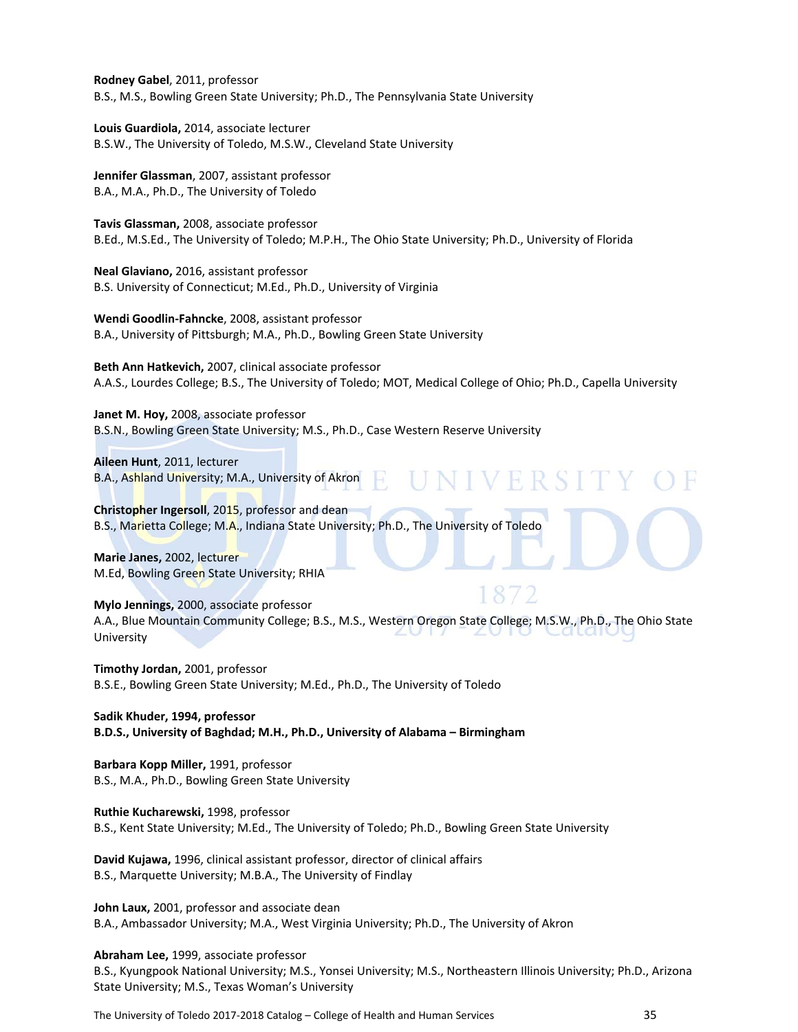**Rodney Gabel**, 2011, professor
B.S., M.S., Bowling Green State University; Ph.D., The Pennsylvania State University

**Louis Guardiola,** 2014, associate lecturer
B.S.W., The University of Toledo, M.S.W., Cleveland State University

**Jennifer Glassman**, 2007, assistant professor
B.A., M.A., Ph.D., The University of Toledo

**Tavis Glassman,** 2008, associate professor
B.Ed., M.S.Ed., The University of Toledo; M.P.H., The Ohio State University; Ph.D., University of Florida

**Neal Glaviano,** 2016, assistant professor
B.S. University of Connecticut; M.Ed., Ph.D., University of Virginia

**Wendi Goodlin-Fahncke**, 2008, assistant professor
B.A., University of Pittsburgh; M.A., Ph.D., Bowling Green State University

**Beth Ann Hatkevich,** 2007, clinical associate professor
A.A.S., Lourdes College; B.S., The University of Toledo; MOT, Medical College of Ohio; Ph.D., Capella University

**Janet M. Hoy,** 2008, associate professor
B.S.N., Bowling Green State University; M.S., Ph.D., Case Western Reserve University

**Aileen Hunt**, 2011, lecturer
B.A., Ashland University; M.A., University of Akron

**Christopher Ingersoll**, 2015, professor and dean
B.S., Marietta College; M.A., Indiana State University; Ph.D., The University of Toledo

**Marie Janes,** 2002, lecturer
M.Ed, Bowling Green State University; RHIA

**Mylo Jennings,** 2000, associate professor
A.A., Blue Mountain Community College; B.S., M.S., Western Oregon State College; M.S.W., Ph.D., The Ohio State University

**Timothy Jordan,** 2001, professor
B.S.E., Bowling Green State University; M.Ed., Ph.D., The University of Toledo

**Sadik Khuder, 1994, professor**
**B.D.S., University of Baghdad; M.H., Ph.D., University of Alabama – Birmingham**

**Barbara Kopp Miller,** 1991, professor
B.S., M.A., Ph.D., Bowling Green State University

**Ruthie Kucharewski,** 1998, professor
B.S., Kent State University; M.Ed., The University of Toledo; Ph.D., Bowling Green State University

**David Kujawa,** 1996, clinical assistant professor, director of clinical affairs
B.S., Marquette University; M.B.A., The University of Findlay

**John Laux,** 2001, professor and associate dean
B.A., Ambassador University; M.A., West Virginia University; Ph.D., The University of Akron

**Abraham Lee,** 1999, associate professor
B.S., Kyungpook National University; M.S., Yonsei University; M.S., Northeastern Illinois University; Ph.D., Arizona State University; M.S., Texas Woman's University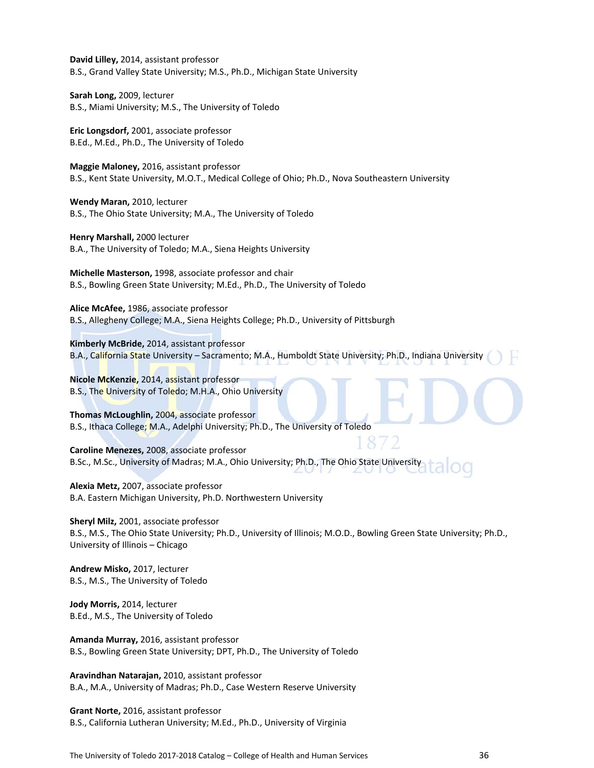**David Lilley,** 2014, assistant professor
B.S., Grand Valley State University; M.S., Ph.D., Michigan State University

**Sarah Long,** 2009, lecturer
B.S., Miami University; M.S., The University of Toledo

**Eric Longsdorf,** 2001, associate professor
B.Ed., M.Ed., Ph.D., The University of Toledo

**Maggie Maloney,** 2016, assistant professor
B.S., Kent State University, M.O.T., Medical College of Ohio; Ph.D., Nova Southeastern University

**Wendy Maran,** 2010, lecturer
B.S., The Ohio State University; M.A., The University of Toledo

**Henry Marshall,** 2000 lecturer
B.A., The University of Toledo; M.A., Siena Heights University

**Michelle Masterson,** 1998, associate professor and chair
B.S., Bowling Green State University; M.Ed., Ph.D., The University of Toledo

**Alice McAfee,** 1986, associate professor
B.S., Allegheny College; M.A., Siena Heights College; Ph.D., University of Pittsburgh

**Kimberly McBride,** 2014, assistant professor
B.A., California State University – Sacramento; M.A., Humboldt State University; Ph.D., Indiana University

**Nicole McKenzie,** 2014, assistant professor
B.S., The University of Toledo; M.H.A., Ohio University

**Thomas McLoughlin,** 2004, associate professor
B.S., Ithaca College; M.A., Adelphi University; Ph.D., The University of Toledo

**Caroline Menezes,** 2008, associate professor
B.Sc., M.Sc., University of Madras; M.A., Ohio University; Ph.D., The Ohio State University

**Alexia Metz,** 2007, associate professor
B.A. Eastern Michigan University, Ph.D. Northwestern University

**Sheryl Milz,** 2001, associate professor
B.S., M.S., The Ohio State University; Ph.D., University of Illinois; M.O.D., Bowling Green State University; Ph.D., University of Illinois – Chicago

**Andrew Misko,** 2017, lecturer
B.S., M.S., The University of Toledo

**Jody Morris,** 2014, lecturer
B.Ed., M.S., The University of Toledo

**Amanda Murray,** 2016, assistant professor
B.S., Bowling Green State University; DPT, Ph.D., The University of Toledo

**Aravindhan Natarajan,** 2010, assistant professor
B.A., M.A., University of Madras; Ph.D., Case Western Reserve University

**Grant Norte,** 2016, assistant professor
B.S., California Lutheran University; M.Ed., Ph.D., University of Virginia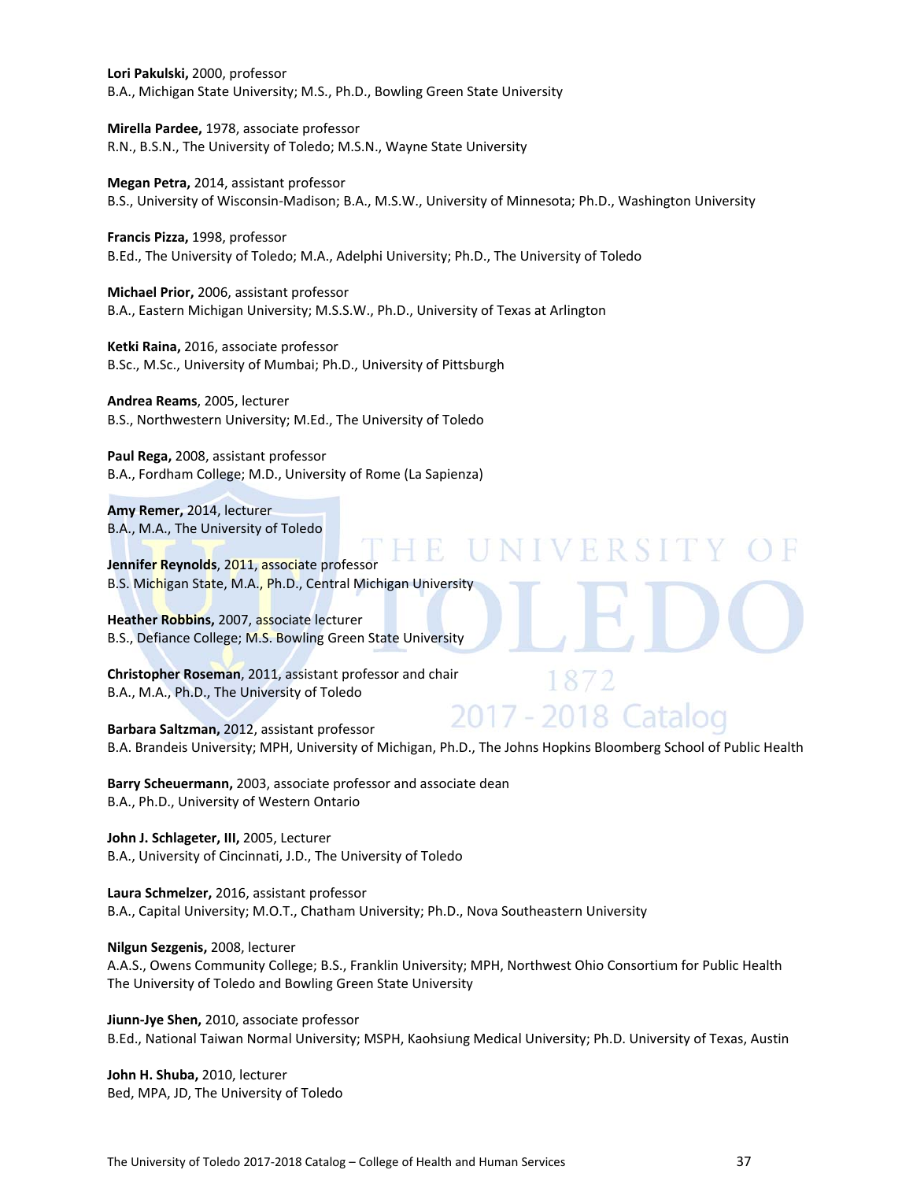**Lori Pakulski,** 2000, professor
B.A., Michigan State University; M.S., Ph.D., Bowling Green State University

**Mirella Pardee,** 1978, associate professor
R.N., B.S.N., The University of Toledo; M.S.N., Wayne State University

**Megan Petra,** 2014, assistant professor
B.S., University of Wisconsin-Madison; B.A., M.S.W., University of Minnesota; Ph.D., Washington University

**Francis Pizza,** 1998, professor
B.Ed., The University of Toledo; M.A., Adelphi University; Ph.D., The University of Toledo

**Michael Prior,** 2006, assistant professor
B.A., Eastern Michigan University; M.S.S.W., Ph.D., University of Texas at Arlington

**Ketki Raina,** 2016, associate professor
B.Sc., M.Sc., University of Mumbai; Ph.D., University of Pittsburgh

**Andrea Reams**, 2005, lecturer
B.S., Northwestern University; M.Ed., The University of Toledo

**Paul Rega,** 2008, assistant professor
B.A., Fordham College; M.D., University of Rome (La Sapienza)

**Amy Remer,** 2014, lecturer
B.A., M.A., The University of Toledo

**Jennifer Reynolds**, 2011, associate professor
B.S. Michigan State, M.A., Ph.D., Central Michigan University

**Heather Robbins,** 2007, associate lecturer
B.S., Defiance College; M.S. Bowling Green State University

**Christopher Roseman**, 2011, assistant professor and chair
B.A., M.A., Ph.D., The University of Toledo

**Barbara Saltzman,** 2012, assistant professor
B.A. Brandeis University; MPH, University of Michigan, Ph.D., The Johns Hopkins Bloomberg School of Public Health

**Barry Scheuermann,** 2003, associate professor and associate dean
B.A., Ph.D., University of Western Ontario

**John J. Schlageter, III,** 2005, Lecturer
B.A., University of Cincinnati, J.D., The University of Toledo

**Laura Schmelzer,** 2016, assistant professor
B.A., Capital University; M.O.T., Chatham University; Ph.D., Nova Southeastern University

**Nilgun Sezgenis,** 2008, lecturer
A.A.S., Owens Community College; B.S., Franklin University; MPH, Northwest Ohio Consortium for Public Health The University of Toledo and Bowling Green State University

**Jiunn-Jye Shen,** 2010, associate professor
B.Ed., National Taiwan Normal University; MSPH, Kaohsiung Medical University; Ph.D. University of Texas, Austin

**John H. Shuba,** 2010, lecturer
Bed, MPA, JD, The University of Toledo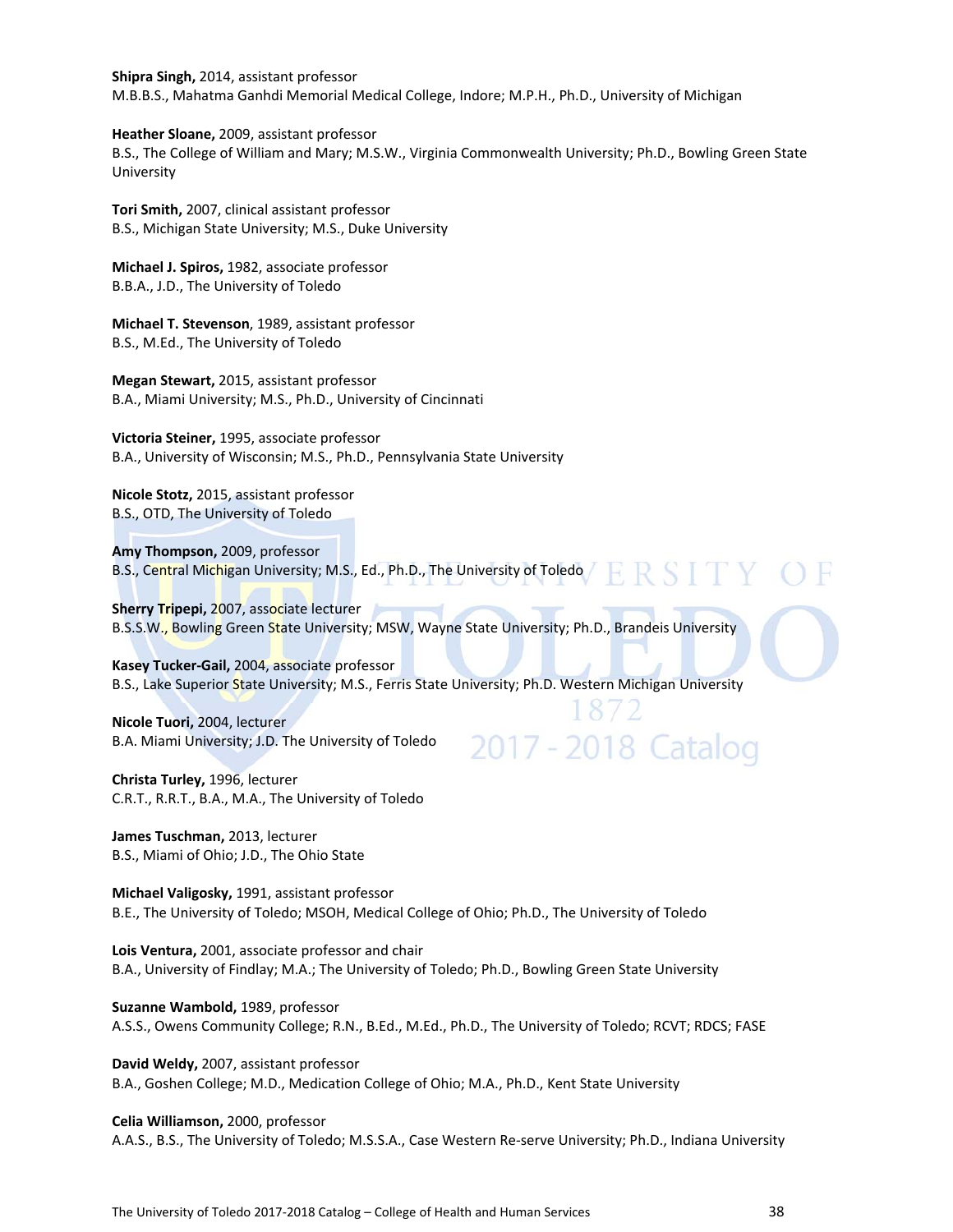**Shipra Singh,** 2014, assistant professor
M.B.B.S., Mahatma Ganhdi Memorial Medical College, Indore; M.P.H., Ph.D., University of Michigan

**Heather Sloane,** 2009, assistant professor
B.S., The College of William and Mary; M.S.W., Virginia Commonwealth University; Ph.D., Bowling Green State University

**Tori Smith,** 2007, clinical assistant professor
B.S., Michigan State University; M.S., Duke University

**Michael J. Spiros,** 1982, associate professor
B.B.A., J.D., The University of Toledo

**Michael T. Stevenson**, 1989, assistant professor
B.S., M.Ed., The University of Toledo

**Megan Stewart,** 2015, assistant professor
B.A., Miami University; M.S., Ph.D., University of Cincinnati

**Victoria Steiner,** 1995, associate professor
B.A., University of Wisconsin; M.S., Ph.D., Pennsylvania State University

**Nicole Stotz,** 2015, assistant professor
B.S., OTD, The University of Toledo

**Amy Thompson,** 2009, professor
B.S., Central Michigan University; M.S., Ed., Ph.D., The University of Toledo

**Sherry Tripepi,** 2007, associate lecturer
B.S.S.W., Bowling Green State University; MSW, Wayne State University; Ph.D., Brandeis University

**Kasey Tucker-Gail,** 2004, associate professor
B.S., Lake Superior State University; M.S., Ferris State University; Ph.D. Western Michigan University

**Nicole Tuori,** 2004, lecturer
B.A. Miami University; J.D. The University of Toledo

**Christa Turley,** 1996, lecturer
C.R.T., R.R.T., B.A., M.A., The University of Toledo

**James Tuschman,** 2013, lecturer
B.S., Miami of Ohio; J.D., The Ohio State

**Michael Valigosky,** 1991, assistant professor
B.E., The University of Toledo; MSOH, Medical College of Ohio; Ph.D., The University of Toledo

**Lois Ventura,** 2001, associate professor and chair
B.A., University of Findlay; M.A.; The University of Toledo; Ph.D., Bowling Green State University

**Suzanne Wambold,** 1989, professor
A.S.S., Owens Community College; R.N., B.Ed., M.Ed., Ph.D., The University of Toledo; RCVT; RDCS; FASE

**David Weldy,** 2007, assistant professor
B.A., Goshen College; M.D., Medication College of Ohio; M.A., Ph.D., Kent State University

**Celia Williamson,** 2000, professor
A.A.S., B.S., The University of Toledo; M.S.S.A., Case Western Re-serve University; Ph.D., Indiana University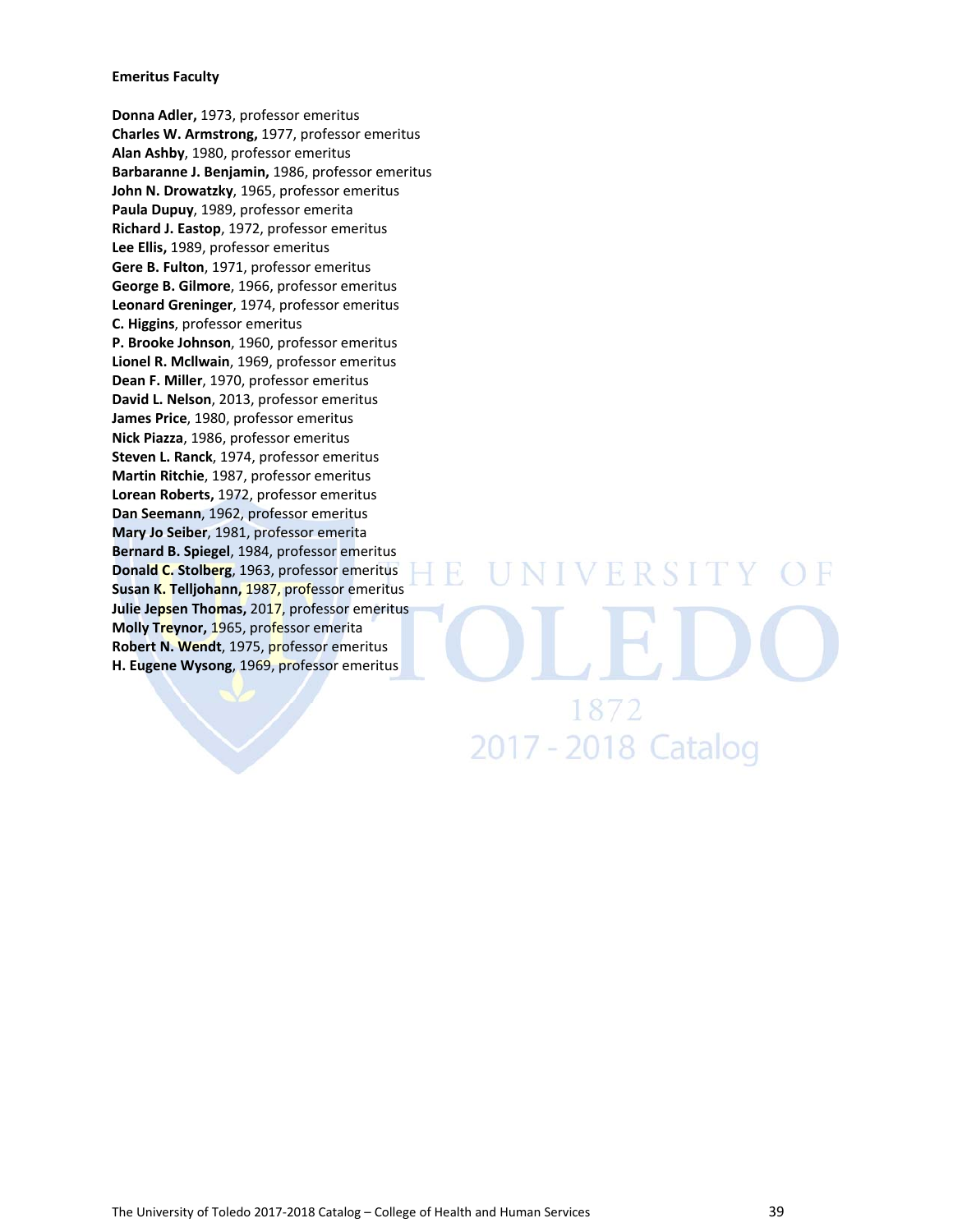**Emeritus Faculty**

**Donna Adler,** 1973, professor emeritus
**Charles W. Armstrong,** 1977, professor emeritus
**Alan Ashby**, 1980, professor emeritus
**Barbaranne J. Benjamin,** 1986, professor emeritus
**John N. Drowatzky**, 1965, professor emeritus
**Paula Dupuy**, 1989, professor emerita
**Richard J. Eastop**, 1972, professor emeritus
**Lee Ellis,** 1989, professor emeritus
**Gere B. Fulton**, 1971, professor emeritus
**George B. Gilmore**, 1966, professor emeritus
**Leonard Greninger**, 1974, professor emeritus
**C. Higgins**, professor emeritus
**P. Brooke Johnson**, 1960, professor emeritus
**Lionel R. McIlwain**, 1969, professor emeritus
**Dean F. Miller**, 1970, professor emeritus
**David L. Nelson**, 2013, professor emeritus
**James Price**, 1980, professor emeritus
**Nick Piazza**, 1986, professor emeritus
**Steven L. Ranck**, 1974, professor emeritus
**Martin Ritchie**, 1987, professor emeritus
**Lorean Roberts,** 1972, professor emeritus
**Dan Seemann**, 1962, professor emeritus
**Mary Jo Seiber**, 1981, professor emerita
**Bernard B. Spiegel**, 1984, professor emeritus
**Donald C. Stolberg**, 1963, professor emeritus
**Susan K. Telljohann,** 1987, professor emeritus
**Julie Jepsen Thomas,** 2017, professor emeritus
**Molly Treynor,** 1965, professor emerita
**Robert N. Wendt**, 1975, professor emeritus
**H. Eugene Wysong**, 1969, professor emeritus